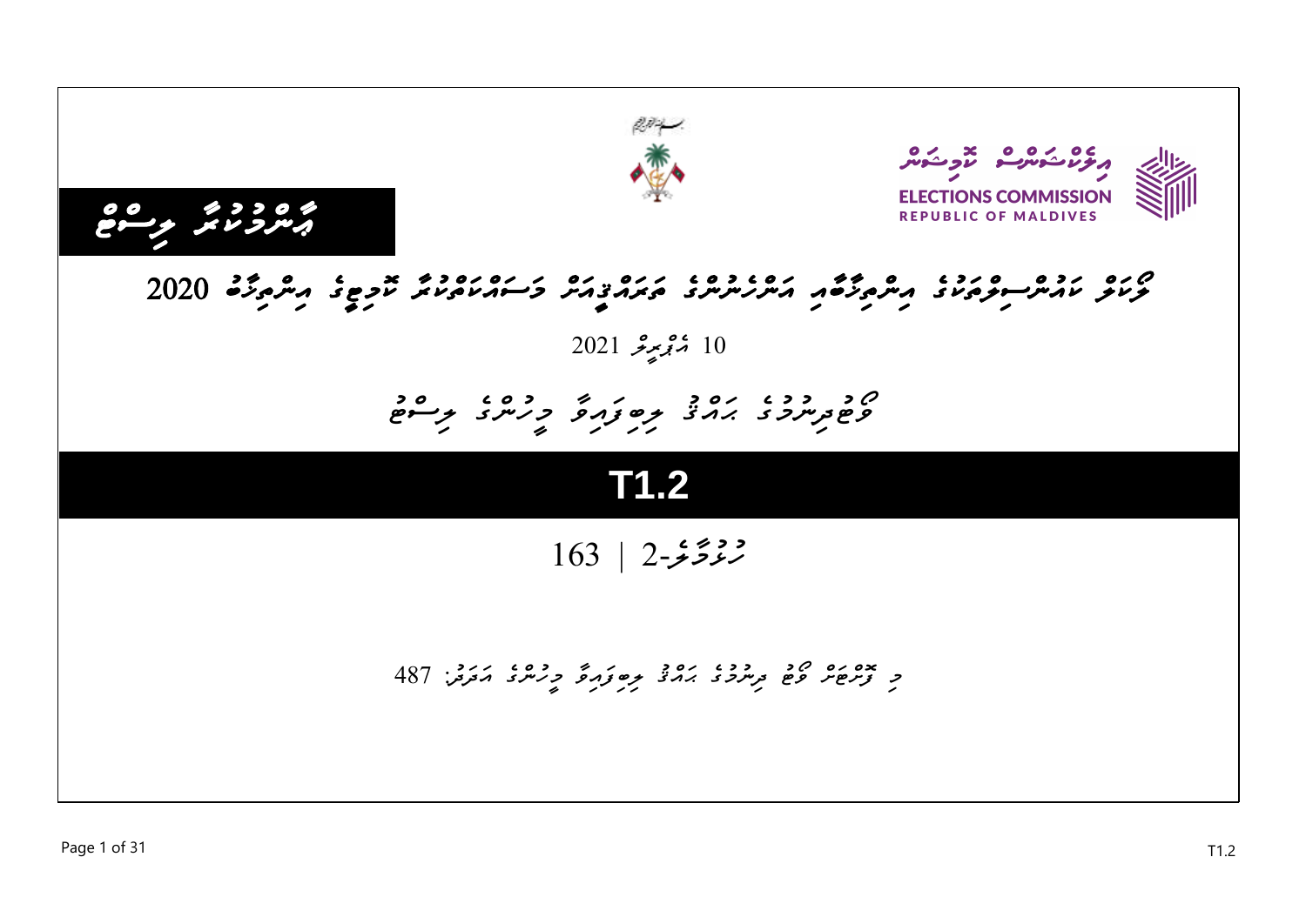ELECTIONS COMMISSION
REPUBLIC OF MALDIVES

އިލެކްޝަންސް ކޮމިޝަން

އަންފޮނުއަރާ ލިސްޓު

# ލޯކަލް ކައުންސިލްތަކުގެ އިންތިޚާބާއި އަންހެނުންގެ ތަރައްޤީއަށް މަސައްކަތްކުރާ ކޮމިޓީގެ އިންތިޚާބު 2020

10 އެޕްރީލް 2021

## ވޯޓުދިނުމުގެ ޙައްޤު ލިބިފައިވާ މީހުންގެ ލިސްޓު

# T1.2

ހުޅުމާލެ-2 | 163

މި ފޮތުގައި ވޯޓު ދިނުމުގެ ޙައްޤު ލިބިފައިވާ މީހުންގެ އަދަދު: 487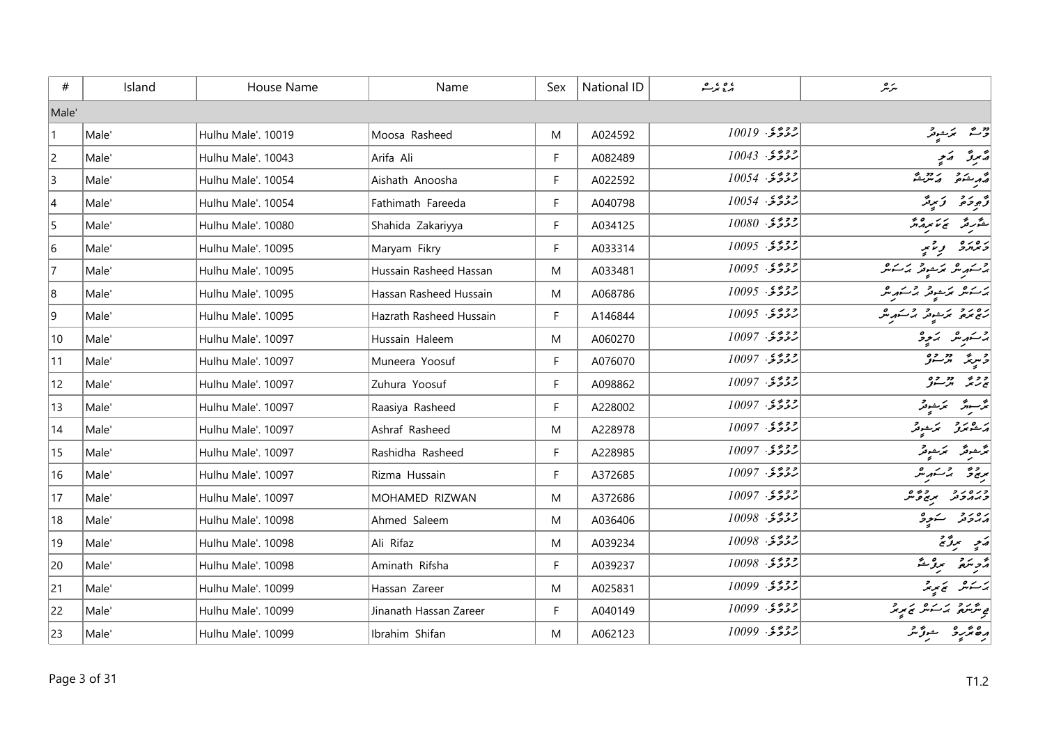| # | Island | House Name | Name | Sex | National ID | ރަށް ގެ | ނަން |
|---|---|---|---|---|---|---|---|
| Male' | | | | | | | |
| 1 | Male' | Hulhu Male'. 10019 | Moosa Rasheed | M | A024592 | ހުޅުމާލެ. 10019 | މޫސާ ރަޝީދު |
| 2 | Male' | Hulhu Male'. 10043 | Arifa Ali | F | A082489 | ހުޅުމާލެ. 10043 | އާރިފާ ޢަލީ |
| 3 | Male' | Hulhu Male'. 10054 | Aishath Anoosha | F | A022592 | ހުޅުމާލެ. 10054 | އާއިޝަތު އަނޫޝާ |
| 4 | Male' | Hulhu Male'. 10054 | Fathimath Fareeda | F | A040798 | ހުޅުމާލެ. 10054 | ފާތިމަތު ފަރީދާ |
| 5 | Male' | Hulhu Male'. 10080 | Shahida Zakariyya | F | A034125 | ހުޅުމާލެ. 10080 | ޝާހިދާ ޒަކަރިއްޔާ |
| 6 | Male' | Hulhu Male'. 10095 | Maryam Fikry | F | A033314 | ހުޅުމާލެ. 10095 | މަރްޔަމް ފިކްރީ |
| 7 | Male' | Hulhu Male'. 10095 | Hussain Rasheed Hassan | M | A033481 | ހުޅުމާލެ. 10095 | ހުސައިން ރަޝީދު ހަސަން |
| 8 | Male' | Hulhu Male'. 10095 | Hassan Rasheed Hussain | M | A068786 | ހުޅުމާލެ. 10095 | ހަސަން ރަޝީދު ހުސައިން |
| 9 | Male' | Hulhu Male'. 10095 | Hazrath Rasheed Hussain | F | A146844 | ހުޅުމާލެ. 10095 |ހަޒްރަތު ރަޝީދު ހުސައިން |
| 10 | Male' | Hulhu Male'. 10097 | Hussain Haleem | M | A060270 | ހުޅުމާލެ. 10097 | ހުސައިން ހަލީމް |
| 11 | Male' | Hulhu Male'. 10097 | Muneera Yoosuf | F | A076070 | ހުޅުމާލެ. 10097 | މުނީރާ ޔޫސުފް |
| 12 | Male' | Hulhu Male'. 10097 | Zuhura Yoosuf | F | A098862 | ހުޅުމާލެ. 10097 | ޒުހުރާ ޔޫސުފް |
| 13 | Male' | Hulhu Male'. 10097 | Raasiya Rasheed | F | A228002 | ހުޅުމާލެ. 10097 | ރާސިޔާ ރަޝީދު |
| 14 | Male' | Hulhu Male'. 10097 | Ashraf Rasheed | M | A228978 | ހުޅުމާލެ. 10097 | އަޝްރަފް ރަޝީދު |
| 15 | Male' | Hulhu Male'. 10097 | Rashidha Rasheed | F | A228985 | ހުޅުމާލެ. 10097 | ރާޝިދާ ރަޝީދު |
| 16 | Male' | Hulhu Male'. 10097 | Rizma Hussain | F | A372685 | ހުޅުމާލެ. 10097 | ރިޒްމާ ހުސައިން |
| 17 | Male' | Hulhu Male'. 10097 | MOHAMED RIZWAN | M | A372686 | ހުޅުމާލެ. 10097 | މުޙައްމަދު ރިޒްވާން |
| 18 | Male' | Hulhu Male'. 10098 | Ahmed Saleem | M | A036406 | ހުޅުމާލެ. 10098 | އަޙްމަދު ސަލީމް |
| 19 | Male' | Hulhu Male'. 10098 | Ali Rifaz | M | A039234 | ހުޅުމާލެ. 10098 | ޢަލީ ރިފާޒް |
| 20 | Male' | Hulhu Male'. 10098 | Aminath Rifsha | F | A039237 | ހުޅުމާލެ. 10098 | އާމިނަތު ރިފްޝާ |
| 21 | Male' | Hulhu Male'. 10099 | Hassan Zareer | M | A025831 | ހުޅުމާލެ. 10099 | ހަސަން ޒަރީރު |
| 22 | Male' | Hulhu Male'. 10099 | Jinanath Hassan Zareer | F | A040149 | ހުޅުމާލެ. 10099 | ޖިނާނަތު ހަސަން ޒަރީރު |
| 23 | Male' | Hulhu Male'. 10099 | Ibrahim Shifan | M | A062123 | ހުޅުމާލެ. 10099 | އިބްރާހީމް ޝިފާން |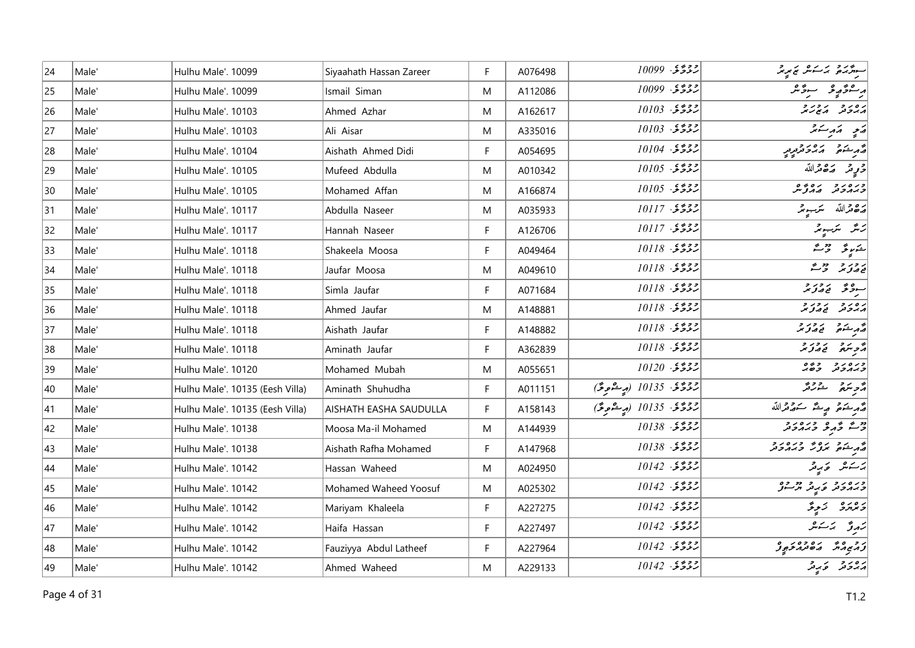| 24 | Male' | Hulhu Male'. 10099 | Siyaahath Hassan Zareer | F | A076498 | ހުޅުމާލެ. 10099 | ސިޔާހަތު ހަސަން ޒަރީރު |
|---|---|---|---|---|---|---|---|
| 25 | Male' | Hulhu Male'. 10099 | Ismail Siman | M | A112086 | ހުޅުމާލެ. 10099 | އިސްމާޢީލް ސިމާން |
| 26 | Male' | Hulhu Male'. 10103 | Ahmed Azhar | M | A162617 | ހުޅުމާލެ. 10103 | އަޙްމަދު އަޒްހަރު |
| 27 | Male' | Hulhu Male'. 10103 | Ali Aisar | M | A335016 | ހުޅުމާލެ. 10103 | އަލި އައިސަރު |
| 28 | Male' | Hulhu Male'. 10104 | Aishath Ahmed Didi | F | A054695 | ހުޅުމާލެ. 10104 | އާއިޝަތު އަޙްމަދުދީދީ |
| 29 | Male' | Hulhu Male'. 10105 | Mufeed Abdulla | M | A010342 | ހުޅުމާލެ. 10105 | މުފީދު އަބްދުﷲ |
| 30 | Male' | Hulhu Male'. 10105 | Mohamed Affan | M | A166874 | ހުޅުމާލެ. 10105 | މުޙައްމަދު އައްފާން |
| 31 | Male' | Hulhu Male'. 10117 | Abdulla Naseer | M | A035933 | ހުޅުމާލެ. 10117 | އަބްދުﷲ ނަސީރު |
| 32 | Male' | Hulhu Male'. 10117 | Hannah Naseer | F | A126706 | ހުޅުމާލެ. 10117 | ހަންނާ ނަސީރު |
| 33 | Male' | Hulhu Male'. 10118 | Shakeela Moosa | F | A049464 | ހުޅުމާލެ. 10118 | ޝަކީލާ މޫސާ |
| 34 | Male' | Hulhu Male'. 10118 | Jaufar Moosa | M | A049610 | ހުޅުމާލެ. 10118 | ޖައުފަރު މޫސާ |
| 35 | Male' | Hulhu Male'. 10118 | Simla Jaufar | F | A071684 | ހުޅުމާލެ. 10118 | ސިމްލާ ޖައުފަރު |
| 36 | Male' | Hulhu Male'. 10118 | Ahmed Jaufar | M | A148881 | ހުޅުމާލެ. 10118 | އަޙްމަދު ޖައުފަރު |
| 37 | Male' | Hulhu Male'. 10118 | Aishath Jaufar | F | A148882 | ހުޅުމާލެ. 10118 | އާއިޝަތު ޖައުފަރު |
| 38 | Male' | Hulhu Male'. 10118 | Aminath Jaufar | F | A362839 | ހުޅުމާލެ. 10118 | އާމިނަތު ޖައުފަރު |
| 39 | Male' | Hulhu Male'. 10120 | Mohamed Mubah | M | A055651 | ހުޅުމާލެ. 10120 | މުޙައްމަދު މުބާޙް |
| 40 | Male' | Hulhu Male'. 10135 (Eesh Villa) | Aminath Shuhudha | F | A011151 | ހުޅުމާލެ. 10135 (އީޝްވިލާ) | އާމިނަތު ޝުހުދާ |
| 41 | Male' | Hulhu Male'. 10135 (Eesh Villa) | AISHATH EASHA SAUDULLA | F | A158143 | ހުޅުމާލެ. 10135 (އީޝްވިލާ) | އާއިޝަތު ޢީޝާ ސަޢުދުﷲ |
| 42 | Male' | Hulhu Male'. 10138 | Moosa Ma-il Mohamed | M | A144939 | ހުޅުމާލެ. 10138 | މޫސާ މާއިލް މުޙައްމަދު |
| 43 | Male' | Hulhu Male'. 10138 | Aishath Rafha Mohamed | F | A147968 | ހުޅުމާލެ. 10138 | އާއިޝަތު ރަފްހާ މުޙައްމަދު |
| 44 | Male' | Hulhu Male'. 10142 | Hassan Waheed | M | A024950 | ހުޅުމާލެ. 10142 | ހަސަން ވަޙީދު |
| 45 | Male' | Hulhu Male'. 10142 | Mohamed Waheed Yoosuf | M | A025302 | ހުޅުމާލެ. 10142 | މުޙައްމަދު ވަޙީދު ޔޫސުފް |
| 46 | Male' | Hulhu Male'. 10142 | Mariyam Khaleela | F | A227275 | ހުޅުމާލެ. 10142 | މަރިޔަމް ޚަލީލާ |
| 47 | Male' | Hulhu Male'. 10142 | Haifa Hassan | F | A227497 | ހުޅުމާލެ. 10142 | ހައިފާ ހަސަން |
| 48 | Male' | Hulhu Male'. 10142 | Fauziyya Abdul Latheef | F | A227964 | ހުޅުމާލެ. 10142 | ފައުޒިއްޔާ އަބްދުލްލަޠީފް |
| 49 | Male' | Hulhu Male'. 10142 | Ahmed Waheed | M | A229133 | ހުޅުމާލެ. 10142 | އަޙްމަދު ވަޙީދު |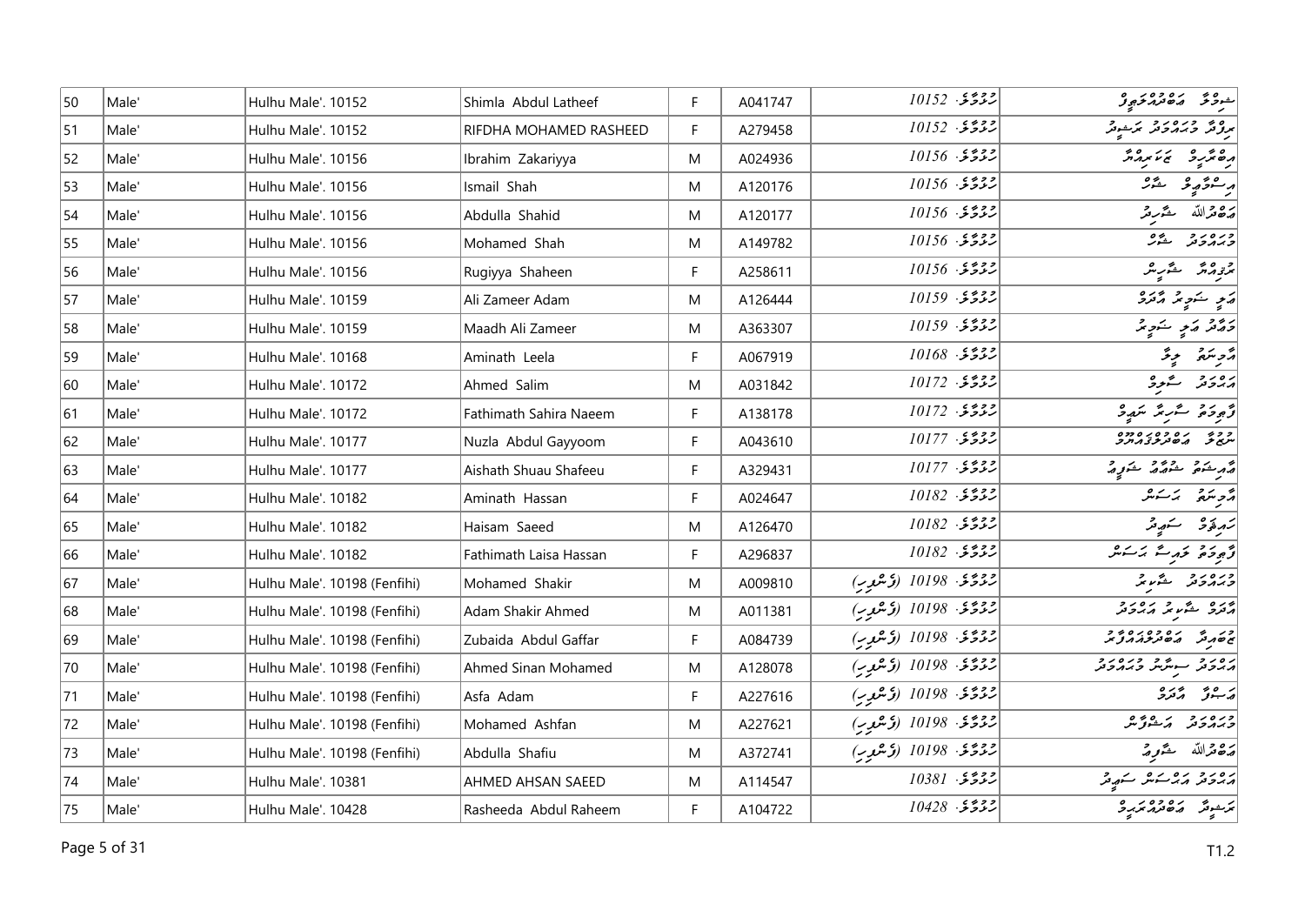| 50 | Male' | Hulhu Male'. 10152 | Shimla Abdul Latheef | F | A041747 | ހުޅުމާލެ. 10152 | ޝިމްލާ އަބްދުއްލަޠީފް |
|---|---|---|---|---|---|---|---|
| 51 | Male' | Hulhu Male'. 10152 | RIFDHA MOHAMED RASHEED | F | A279458 | ހުޅުމާލެ. 10152 | ރިފްދާ މުޙައްމަދު ރަޝީދު |
| 52 | Male' | Hulhu Male'. 10156 | Ibrahim Zakariyya | M | A024936 | ހުޅުމާލެ. 10156 | އިބްރާހީމް ޒަކަރިއްޔާ |
| 53 | Male' | Hulhu Male'. 10156 | Ismail Shah | M | A120176 | ހުޅުމާލެ. 10156 | އިސްމާޢީލް ޝާހް |
| 54 | Male' | Hulhu Male'. 10156 | Abdulla Shahid | M | A120177 | ހުޅުމާލެ. 10156 | އަބްދުﷲ ޝާހިދު |
| 55 | Male' | Hulhu Male'. 10156 | Mohamed Shah | M | A149782 | ހުޅުމާލެ. 10156 | މުޙައްމަދު ޝާހް |
| 56 | Male' | Hulhu Male'. 10156 | Rugiyya Shaheen | F | A258611 | ހުޅުމާލެ. 10156 | ރުގިއްޔާ ޝާހީން |
| 57 | Male' | Hulhu Male'. 10159 | Ali Zameer Adam | M | A126444 | ހުޅުމާލެ. 10159 | އަލީ ޒަމީރު އާދަމް |
| 58 | Male' | Hulhu Male'. 10159 | Maadh Ali Zameer | M | A363307 | ހުޅުމާލެ. 10159 | މުޢާޛު އަލީ ޒަމީރު |
| 59 | Male' | Hulhu Male'. 10168 | Aminath Leela | F | A067919 | ހުޅުމާލެ. 10168 | އާމިނަތު ލީލާ |
| 60 | Male' | Hulhu Male'. 10172 | Ahmed Salim | M | A031842 | ހުޅުމާލެ. 10172 | އަޙްމަދު ސާލިމް |
| 61 | Male' | Hulhu Male'. 10172 | Fathimath Sahira Naeem | F | A138178 | ހުޅުމާލެ. 10172 | ފާތިމަތު ސާހިރާ ނައީމް |
| 62 | Male' | Hulhu Male'. 10177 | Nuzla Abdul Gayyoom | F | A043610 | ހުޅުމާލެ. 10177 | ނުޒްލާ އަބްދުލްޤައްޔޫމް |
| 63 | Male' | Hulhu Male'. 10177 | Aishath Shuau Shafeeu | F | A329431 | ހުޅުމާލެ. 10177 | އައިޝަތު ޝުޢާޢު ޝަފީޢު |
| 64 | Male' | Hulhu Male'. 10182 | Aminath Hassan | F | A024647 | ހުޅުމާލެ. 10182 | އާމިނަތު ހަސަން |
| 65 | Male' | Hulhu Male'. 10182 | Haisam Saeed | M | A126470 | ހުޅުމާލެ. 10182 | ހައިސަމް ސަޢީދު |
| 66 | Male' | Hulhu Male'. 10182 | Fathimath Laisa Hassan | F | A296837 | ހުޅުމާލެ. 10182 | ފާތިމަތު ލައިސާ ހަސަން |
| 67 | Male' | Hulhu Male'. 10198 (Fenfihi) | Mohamed Shakir | M | A009810 | ހުޅުމާލެ. 10198 (ފެންފިހި) | މުޙައްމަދު ޝާކިރު |
| 68 | Male' | Hulhu Male'. 10198 (Fenfihi) | Adam Shakir Ahmed | M | A011381 | ހުޅުމާލެ. 10198 (ފެންފިހި) | އާދަމް ޝާކިރު އަޙްމަދު |
| 69 | Male' | Hulhu Male'. 10198 (Fenfihi) | Zubaida Abdul Gaffar | F | A084739 | ހުޅުމާލެ. 10198 (ފެންފިހި) | ޒުބައިދާ އަބްދުލްޣައްފާރު |
| 70 | Male' | Hulhu Male'. 10198 (Fenfihi) | Ahmed Sinan Mohamed | M | A128078 | ހުޅުމާލެ. 10198 (ފެންފިހި) | އަޙްމަދު ސިނާން މުޙައްމަދު |
| 71 | Male' | Hulhu Male'. 10198 (Fenfihi) | Asfa Adam | F | A227616 | ހުޅުމާލެ. 10198 (ފެންފިހި) | އަސްފާ އާދަމް |
| 72 | Male' | Hulhu Male'. 10198 (Fenfihi) | Mohamed Ashfan | M | A227621 | ހުޅުމާލެ. 10198 (ފެންފިހި) | މުޙައްމަދު އަޝްފާން |
| 73 | Male' | Hulhu Male'. 10198 (Fenfihi) | Abdulla Shafiu | M | A372741 | ހުޅުމާލެ. 10198 (ފެންފިހި) | އަބްދުﷲ ޝާފިޢު |
| 74 | Male' | Hulhu Male'. 10381 | AHMED AHSAN SAEED | M | A114547 | ހުޅުމާލެ. 10381 | އަޙްމަދު އަޙްސަން ސައީދު |
| 75 | Male' | Hulhu Male'. 10428 | Rasheeda Abdul Raheem | F | A104722 | ހުޅުމާލެ. 10428 | ރަޝީދާ އަބްދުއްރަޙީމް |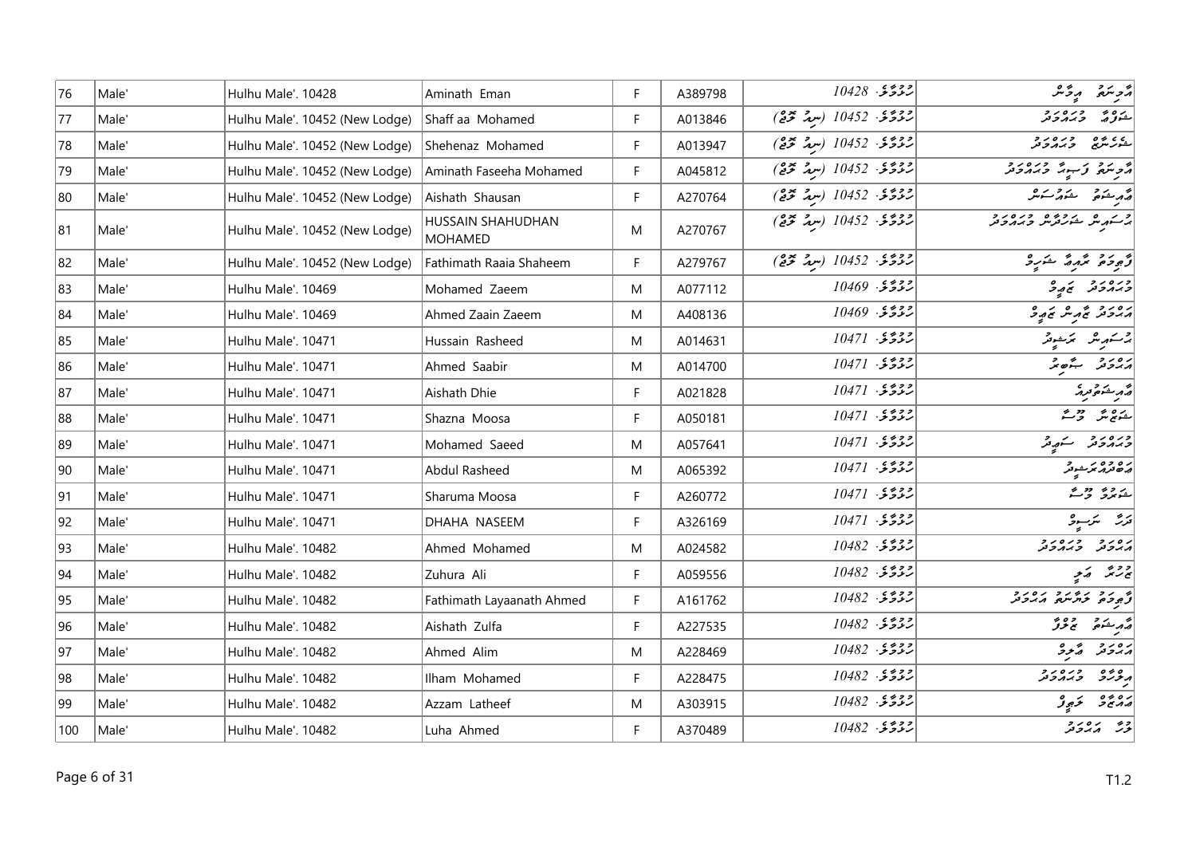| 76 | Male' | Hulhu Male'. 10428 | Aminath Eman | F | A389798 | ހުޅުމާލެ. 10428 | އާމިނަތު އީމާން |
|---|---|---|---|---|---|---|---|
| 77 | Male' | Hulhu Male'. 10452 (New Lodge) | Shaff aa Mohamed | F | A013846 | ހުޅުމާލެ. 10452 (ނިއު ލޮޖް) | ޝައްފާ މުހައްމަދު |
| 78 | Male' | Hulhu Male'. 10452 (New Lodge) | Shehenaz Mohamed | F | A013947 | ހުޅުމާލެ. 10452 (ނިއު ލޮޖް) | ޝެހެނާޒް މުހައްމަދު |
| 79 | Male' | Hulhu Male'. 10452 (New Lodge) | Aminath Faseeha Mohamed | F | A045812 | ހުޅުމާލެ. 10452 (ނިއު ލޮޖް) | އާމިނަތު ފަސީހާ މުހައްމަދު |
| 80 | Male' | Hulhu Male'. 10452 (New Lodge) | Aishath Shausan | F | A270764 | ހުޅުމާލެ. 10452 (ނިއު ލޮޖް) | އާއިޝަތު ޝައުސަން |
| 81 | Male' | Hulhu Male'. 10452 (New Lodge) | HUSSAIN SHAHUDHAN MOHAMED | M | A270767 | ހުޅުމާލެ. 10452 (ނިއު ލޮޖް) | ހުސައިން ޝަހުދާން މުހައްމަދު |
| 82 | Male' | Hulhu Male'. 10452 (New Lodge) | Fathimath Raaia Shaheem | F | A279767 | ހުޅުމާލެ. 10452 (ނިއު ލޮޖް) | ފާތިމަތު ރާއިއާ ޝަހީމް |
| 83 | Male' | Hulhu Male'. 10469 | Mohamed Zaeem | M | A077112 | ހުޅުމާލެ. 10469 | މުހައްމަދު ޒައީމް |
| 84 | Male' | Hulhu Male'. 10469 | Ahmed Zaain Zaeem | M | A408136 | ހުޅުމާލެ. 10469 | އަހްމަދު ޒާއިން ޒައީމް |
| 85 | Male' | Hulhu Male'. 10471 | Hussain Rasheed | M | A014631 | ހުޅުމާލެ. 10471 | ހުސައިން ރަޝީދު |
| 86 | Male' | Hulhu Male'. 10471 | Ahmed Saabir | M | A014700 | ހުޅުމާލެ. 10471 | އަހްމަދު ސާބިރު |
| 87 | Male' | Hulhu Male'. 10471 | Aishath Dhie | F | A021828 | ހުޅުމާލެ. 10471 | އާއިޝަތުދިއު |
| 88 | Male' | Hulhu Male'. 10471 | Shazna Moosa | F | A050181 | ހުޅުމާލެ. 10471 | ޝަޒްނާ މޫސާ |
| 89 | Male' | Hulhu Male'. 10471 | Mohamed Saeed | M | A057641 | ހުޅުމާލެ. 10471 | މުހައްމަދު ސަޢީދު |
| 90 | Male' | Hulhu Male'. 10471 | Abdul Rasheed | M | A065392 | ހުޅުމާލެ. 10471 | އަބްދުއްރަޝީދު |
| 91 | Male' | Hulhu Male'. 10471 | Sharuma Moosa | F | A260772 | ހުޅުމާލެ. 10471 | ޝަރުމާ މޫސާ |
| 92 | Male' | Hulhu Male'. 10471 | DHAHA NASEEM | F | A326169 | ހުޅުމާލެ. 10471 | ދަހާ ނަސީމް |
| 93 | Male' | Hulhu Male'. 10482 | Ahmed Mohamed | M | A024582 | ހުޅުމާލެ. 10482 | އަހްމަދު މުހައްމަދު |
| 94 | Male' | Hulhu Male'. 10482 | Zuhura Ali | F | A059556 | ހުޅުމާލެ. 10482 | ޒުހުރާ އަލި |
| 95 | Male' | Hulhu Male'. 10482 | Fathimath Layaanath Ahmed | F | A161762 | ހުޅުމާލެ. 10482 | ފާތިމަތު ލަޔާނަތު އަހްމަދު |
| 96 | Male' | Hulhu Male'. 10482 | Aishath Zulfa | F | A227535 | ހުޅުމާލެ. 10482 | އާއިޝަތު ޒުލްފާ |
| 97 | Male' | Hulhu Male'. 10482 | Ahmed Alim | M | A228469 | ހުޅުމާލެ. 10482 | އަހްމަދު އާލިމް |
| 98 | Male' | Hulhu Male'. 10482 | Ilham Mohamed | F | A228475 | ހުޅުމާލެ. 10482 | އިލްހާމް މުހައްމަދު |
| 99 | Male' | Hulhu Male'. 10482 | Azzam Latheef | M | A303915 | ހުޅުމާލެ. 10482 | އައްޒާމް ލަތީފް |
| 100 | Male' | Hulhu Male'. 10482 | Luha Ahmed | F | A370489 | ހުޅުމާލެ. 10482 | ލުހާ އަހްމަދު |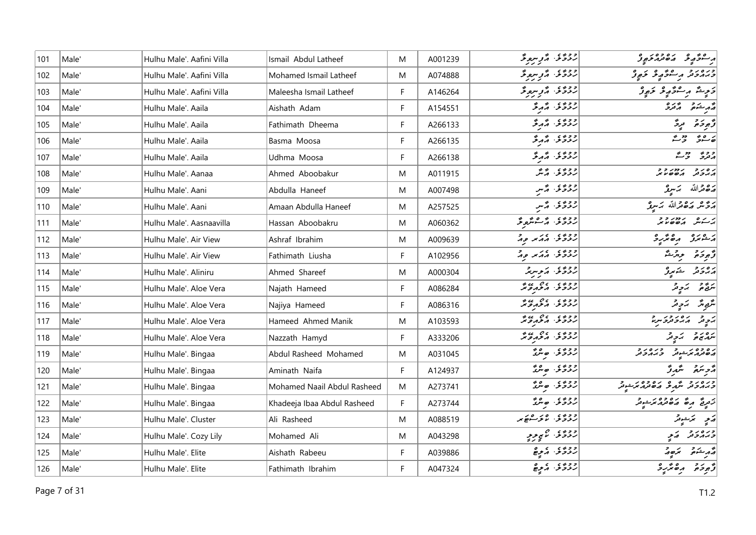| 101 | Male' | Hulhu Male'. Aafini Villa | Ismail Abdul Latheef | M | A001239 | ހުޅުމާލެ. އާފިނިވިލާ | އިސްމާޢީލް އަބްދުއްލަޠީފް |
|---|---|---|---|---|---|---|---|
| 102 | Male' | Hulhu Male'. Aafini Villa | Mohamed Ismail Latheef | M | A074888 | ހުޅުމާލެ. އާފިނިވިލާ | މުޙައްމަދު އިސްމާޢީލް ލަޠީފް |
| 103 | Male' | Hulhu Male'. Aafini Villa | Maleesha Ismail Latheef | F | A146264 | ހުޅުމާލެ. އާފިނިވިލާ | މަލީޝާ އިސްމާޢީލް ލަޠީފް |
| 104 | Male' | Hulhu Male'. Aaila | Aishath Adam | F | A154551 | ހުޅުމާލެ. އާއިލާ | އައިޝަތު އާދަމް |
| 105 | Male' | Hulhu Male'. Aaila | Fathimath Dheema | F | A266133 | ހުޅުމާލެ. އާއިލާ | ފާތިމަތު ދީމާ |
| 106 | Male' | Hulhu Male'. Aaila | Basma Moosa | F | A266135 | ހުޅުމާލެ. އާއިލާ | ބަސްމާ މޫސާ |
| 107 | Male' | Hulhu Male'. Aaila | Udhma Moosa | F | A266138 | ހުޅުމާލެ. އާއިލާ | އުދުމާ މޫސާ |
| 108 | Male' | Hulhu Male'. Aanaa | Ahmed Aboobakur | M | A011915 | ހުޅުމާލެ. އާނާ | އަޙްމަދު އަބޫބަކުރު |
| 109 | Male' | Hulhu Male'. Aani | Abdulla Haneef | M | A007498 | ހުޅުމާލެ. އާނި | އަބްދުﷲ ޙަނީފް |
| 110 | Male' | Hulhu Male'. Aani | Amaan Abdulla Haneef | M | A257525 | ހުޅުމާލެ. އާނި | އަމާން އަބްދުﷲ ޙަނީފް |
| 111 | Male' | Hulhu Male'. Aasnaavilla | Hassan Aboobakru | M | A060362 | ހުޅުމާލެ. އާސްނާވިލާ | ޙަސަން އަބޫބަކުރު |
| 112 | Male' | Hulhu Male'. Air View | Ashraf Ibrahim | M | A009639 | ހުޅުމާލެ. އެއަރ ވިއު | އަޝްރަފް އިބްރާހީމް |
| 113 | Male' | Hulhu Male'. Air View | Fathimath Liusha | F | A102956 | ހުޅުމާލެ. އެއަރ ވިއު | ފާތިމަތު ލިއުޝާ |
| 114 | Male' | Hulhu Male'. Aliniru | Ahmed Shareef | M | A000304 | ހުޅުމާލެ. އަލިނިރު | އަޙްމަދު ޝަރީފް |
| 115 | Male' | Hulhu Male'. Aloe Vera | Najath Hameed | F | A086284 | ހުޅުމާލެ. އެލޯވެރާ | ނަޖާތު ޙަމީދު |
| 116 | Male' | Hulhu Male'. Aloe Vera | Najiya Hameed | F | A086316 | ހުޅުމާލެ. އެލޯވެރާ | ނާޖިޔާ ޙަމީދު |
| 117 | Male' | Hulhu Male'. Aloe Vera | Hameed Ahmed Manik | M | A103593 | ހުޅުމާލެ. އެލޯވެރާ | ޙަމީދު އަޙްމަދުމަނިކު |
| 118 | Male' | Hulhu Male'. Aloe Vera | Nazzath Hamyd | F | A333206 | ހުޅުމާލެ. އެލޯވެރާ | ނައްޒަތު ހަމީދު |
| 119 | Male' | Hulhu Male'. Bingaa | Abdul Rasheed Mohamed | M | A031045 | ހުޅުމާލެ. ބިންގާ | އަބްދުއްރަޝީދު މުޙައްމަދު |
| 120 | Male' | Hulhu Male'. Bingaa | Aminath Naifa | F | A124937 | ހުޅުމާލެ. ބިންގާ | އާމިނަތު ނާއިފާ |
| 121 | Male' | Hulhu Male'. Bingaa | Mohamed Naail Abdul Rasheed | M | A273741 | ހުޅުމާލެ. ބިންގާ | މުޙައްމަދު ނާއިލް އަބްދުއްރަޝީދު |
| 122 | Male' | Hulhu Male'. Bingaa | Khadeeja Ibaa Abdul Rasheed | F | A273744 | ހުޅުމާލެ. ބިންގާ | ޚަދީޖާ އިބާ އަބްދުއްރަޝީދު |
| 123 | Male' | Hulhu Male'. Cluster | Ali Rasheed | M | A088519 | ހުޅުމާލެ.ކްލަސްޓަރ | އަލި ރަޝީދު |
| 124 | Male' | Hulhu Male'. Cozy Lily | Mohamed Ali | M | A043298 | ހުޅުމާލެ. ކޯޒީލިލީ | މުޙައްމަދު އަލި |
| 125 | Male' | Hulhu Male'. Elite | Aishath Rabeeu | F | A039886 | ހުޅުމާލެ. އެލީޓް | އައިޝަތު ރަބީޢު |
| 126 | Male' | Hulhu Male'. Elite | Fathimath Ibrahim | F | A047324 | ހުޅުމާލެ. އެލީޓް | ފާތިމަތު އިބްރާހީމް |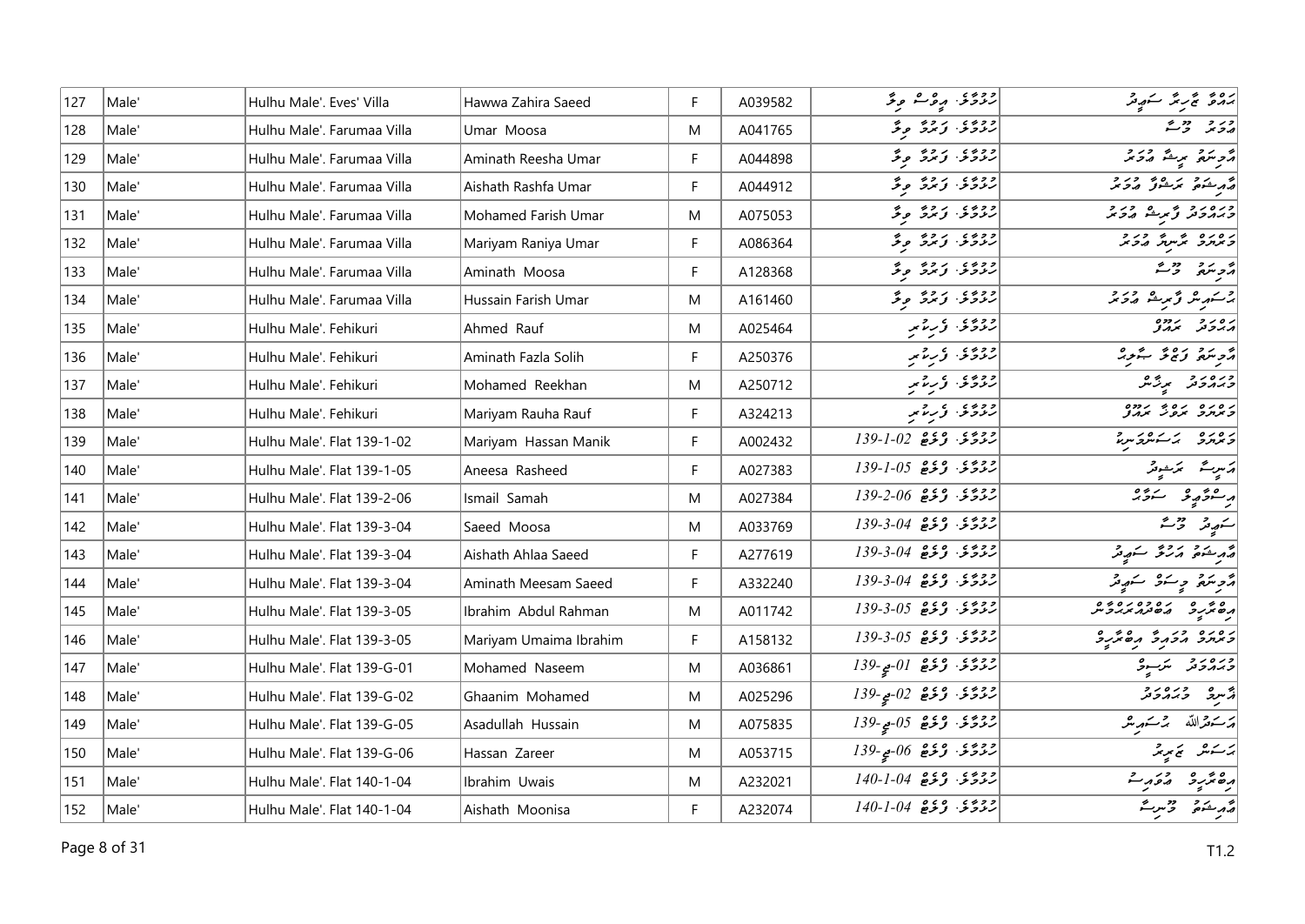| 127 | Male' | Hulhu Male'. Eves' Villa | Hawwa Zahira Saeed | F | A039582 | ހުޅުމާލެ. އީވްސް ވިލާ | ހައްވާ ޒާހިރާ ސަޢީދު |
|---|---|---|---|---|---|---|---|
| 128 | Male' | Hulhu Male'. Farumaa Villa | Umar Moosa | M | A041765 | ހުޅުމާލެ. ފަރުމާ ވިލާ | އުމަރު މޫސާ |
| 129 | Male' | Hulhu Male'. Farumaa Villa | Aminath Reesha Umar | F | A044898 | ހުޅުމާލެ. ފަރުމާ ވިލާ | އާމިނަތު ރީޝާ އުމަރު |
| 130 | Male' | Hulhu Male'. Farumaa Villa | Aishath Rashfa Umar | F | A044912 | ހުޅުމާލެ. ފަރުމާ ވިލާ | އާއިޝަތު ރަޝްފާ އުމަރު |
| 131 | Male' | Hulhu Male'. Farumaa Villa | Mohamed Farish Umar | M | A075053 | ހުޅުމާލެ. ފަރުމާ ވިލާ | މުޙައްމަދު ފާރިޝް އުމަރު |
| 132 | Male' | Hulhu Male'. Farumaa Villa | Mariyam Raniya Umar | F | A086364 | ހުޅުމާލެ. ފަރުމާ ވިލާ | މަރިޔަމް ރާނިޔާ އުމަރު |
| 133 | Male' | Hulhu Male'. Farumaa Villa | Aminath Moosa | F | A128368 | ހުޅުމާލެ. ފަރުމާ ވިލާ | އާމިނަތު މޫސާ |
| 134 | Male' | Hulhu Male'. Farumaa Villa | Hussain Farish Umar | M | A161460 | ހުޅުމާލެ. ފަރުމާ ވިލާ | ޙުސައިން ފާރިޝް އުމަރު |
| 135 | Male' | Hulhu Male'. Fehikuri | Ahmed Rauf | M | A025464 | ހުޅުމާލެ. ފެހިކުރި | އަޙްމަދު ރައޫފު |
| 136 | Male' | Hulhu Male'. Fehikuri | Aminath Fazla Solih | F | A250376 | ހުޅުމާލެ. ފެހިކުރި | އާމިނަތު ފަޟްލާ ޞާލިޙް |
| 137 | Male' | Hulhu Male'. Fehikuri | Mohamed Reekhan | M | A250712 | ހުޅުމާލެ. ފެހިކުރި | މުޙައްމަދު ރީޚާން |
| 138 | Male' | Hulhu Male'. Fehikuri | Mariyam Rauha Rauf | F | A324213 | ހުޅުމާލެ. ފެހިކުރި | މަރިޔަމް ރައުހާ ރައޫފު |
| 139 | Male' | Hulhu Male'. Flat 139-1-02 | Mariyam Hassan Manik | F | A002432 | ހުޅުމާލެ. ފްލެޓް 139-1-02 | މަރިޔަމް ހަސަންމަނިކު |
| 140 | Male' | Hulhu Male'. Flat 139-1-05 | Aneesa Rasheed | F | A027383 | ހުޅުމާލެ. ފްލެޓް 139-1-05 | އަނީސާ ރަޝީދު |
| 141 | Male' | Hulhu Male'. Flat 139-2-06 | Ismail Samah | M | A027384 | ހުޅުމާލެ. ފްލެޓް 139-2-06 | އިސްމާޢީލް ސަމާޙް |
| 142 | Male' | Hulhu Male'. Flat 139-3-04 | Saeed Moosa | M | A033769 | ހުޅުމާލެ. ފްލެޓް 139-3-04 | ސަޢީދު މޫސާ |
| 143 | Male' | Hulhu Male'. Flat 139-3-04 | Aishath Ahlaa Saeed | F | A277619 | ހުޅުމާލެ. ފްލެޓް 139-3-04 | އާއިޝަތު އަހުލާ ސަޢީދު |
| 144 | Male' | Hulhu Male'. Flat 139-3-04 | Aminath Meesam Saeed | F | A332240 | ހުޅުމާލެ. ފްލެޓް 139-3-04 | އާމިނަތު މީސަމް ސަޢީދު |
| 145 | Male' | Hulhu Male'. Flat 139-3-05 | Ibrahim Abdul Rahman | M | A011742 | ހުޅުމާލެ. ފްލެޓް 139-3-05 | އިބްރާހީމް އަބްދުއްރަޙްމާން |
| 146 | Male' | Hulhu Male'. Flat 139-3-05 | Mariyam Umaima Ibrahim | F | A158132 | ހުޅުމާލެ. ފްލެޓް 139-3-05 | މަރިޔަމް އުމައިމާ އިބްރާހީމް |
| 147 | Male' | Hulhu Male'. Flat 139-G-01 | Mohamed Naseem | M | A036861 | ހުޅުމާލެ. ފްލެޓް 139-ޖީ-01 | މުޙައްމަދު ނަސީމް |
| 148 | Male' | Hulhu Male'. Flat 139-G-02 | Ghaanim Mohamed | M | A025296 | ހުޅުމާލެ. ފްލެޓް 139-ޖީ-02 | ޣާނިމް މުޙައްމަދު |
| 149 | Male' | Hulhu Male'. Flat 139-G-05 | Asadullah Hussain | M | A075835 | ހުޅުމާލެ. ފްލެޓް 139-ޖީ-05 | އަސަދުﷲ ޙުސައިން |
| 150 | Male' | Hulhu Male'. Flat 139-G-06 | Hassan Zareer | M | A053715 | ހުޅުމާލެ. ފްލެޓް 139-ޖީ-06 | ހަސަން ޒަރީރު |
| 151 | Male' | Hulhu Male'. Flat 140-1-04 | Ibrahim Uwais | M | A232021 | ހުޅުމާލެ. ފްލެޓް 140-1-04 | އިބްރާހީމް އުވައިސް |
| 152 | Male' | Hulhu Male'. Flat 140-1-04 | Aishath Moonisa | F | A232074 | ހުޅުމާލެ. ފްލެޓް 140-1-04 | އާއިޝަތު މޫނިސާ |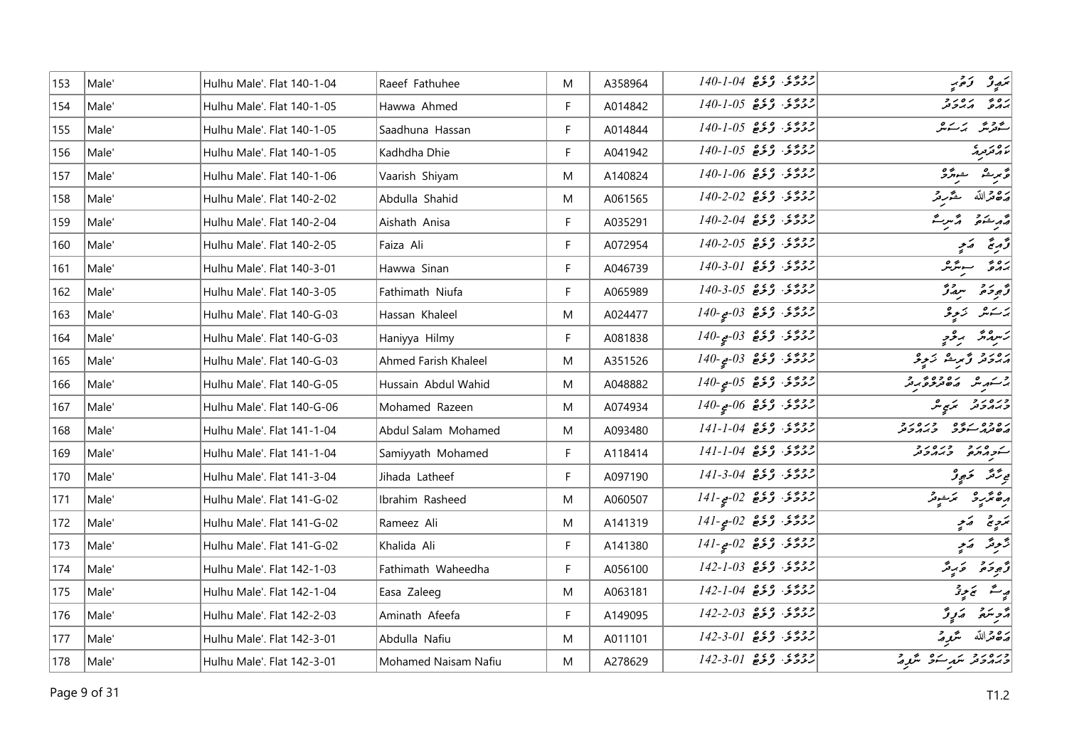| 153 | Male' | Hulhu Male'. Flat 140-1-04 | Raeef Fathuhee | M | A358964 | ހުޅުމާލެ. ފްލެޓު 140-1-04 | ރައީފު ފަތުހީ |
|---|---|---|---|---|---|---|---|
| 154 | Male' | Hulhu Male'. Flat 140-1-05 | Hawwa Ahmed | F | A014842 | ހުޅުމާލެ. ފްލެޓު 140-1-05 | ހައްވާ އަހުމަދު |
| 155 | Male' | Hulhu Male'. Flat 140-1-05 | Saadhuna Hassan | F | A014844 | ހުޅުމާލެ. ފްލެޓު 140-1-05 | ސާދުނާ ހަސަން |
| 156 | Male' | Hulhu Male'. Flat 140-1-05 | Kadhdha Dhie | F | A041942 | ހުޅުމާލެ. ފްލެޓު 140-1-05 | ކައްދަދިއެ |
| 157 | Male' | Hulhu Male'. Flat 140-1-06 | Vaarish Shiyam | M | A140824 | ހުޅުމާލެ. ފްލެޓު 140-1-06 | ވާރިޝް ޝިޔާމް |
| 158 | Male' | Hulhu Male'. Flat 140-2-02 | Abdulla Shahid | M | A061565 | ހުޅުމާލެ. ފްލެޓު 140-2-02 | އަބްދުﷲ ޝާހިދު |
| 159 | Male' | Hulhu Male'. Flat 140-2-04 | Aishath Anisa | F | A035291 | ހުޅުމާލެ. ފްލެޓު 140-2-04 | އާއިޝަތު އަނީސާ |
| 160 | Male' | Hulhu Male'. Flat 140-2-05 | Faiza Ali | F | A072954 | ހުޅުމާލެ. ފްލެޓު 140-2-05 | ފާއިޒާ އަލި |
| 161 | Male' | Hulhu Male'. Flat 140-3-01 | Hawwa Sinan | F | A046739 | ހުޅުމާލެ. ފްލެޓު 140-3-01 | ހައްވާ ސިނާން |
| 162 | Male' | Hulhu Male'. Flat 140-3-05 | Fathimath Niufa | F | A065989 | ހުޅުމާލެ. ފްލެޓު 140-3-05 | ފާތިމަތު ނިއުފާ |
| 163 | Male' | Hulhu Male'. Flat 140-G-03 | Hassan Khaleel | M | A024477 | ހުޅުމާލެ. ފްލެޓު 140-ޖީ-03 | ހަސަން ޚަލީލު |
| 164 | Male' | Hulhu Male'. Flat 140-G-03 | Haniyya Hilmy | F | A081838 | ހުޅުމާލެ. ފްލެޓު 140-ޖީ-03 | ހަނިއްޔާ ހިލްމީ |
| 165 | Male' | Hulhu Male'. Flat 140-G-03 | Ahmed Farish Khaleel | M | A351526 | ހުޅުމާލެ. ފްލެޓު 140-ޖީ-03 | އަހުމަދު ފާރިޝް ޚަލީލު |
| 166 | Male' | Hulhu Male'. Flat 140-G-05 | Hussain Abdul Wahid | M | A048882 | ހުޅުމާލެ. ފްލެޓު 140-ޖީ-05 | ހުސައިން އަބްދުލްވާހިދު |
| 167 | Male' | Hulhu Male'. Flat 140-G-06 | Mohamed Razeen | M | A074934 | ހުޅުމާލެ. ފްލެޓު 140-ޖީ-06 | މުޙައްމަދު ރަޒީން |
| 168 | Male' | Hulhu Male'. Flat 141-1-04 | Abdul Salam Mohamed | M | A093480 | ހުޅުމާލެ. ފްލެޓު 141-1-04 | އަބްދުއްސަލާމް މުޙައްމަދު |
| 169 | Male' | Hulhu Male'. Flat 141-1-04 | Samiyyath Mohamed | F | A118414 | ހުޅުމާލެ. ފްލެޓު 141-1-04 | ސަމިއްޔަތު މުޙައްމަދު |
| 170 | Male' | Hulhu Male'. Flat 141-3-04 | Jihada Latheef | F | A097190 | ހުޅުމާލެ. ފްލެޓު 141-3-04 | ޖިހާދާ ލަތީފު |
| 171 | Male' | Hulhu Male'. Flat 141-G-02 | Ibrahim Rasheed | M | A060507 | ހުޅުމާލެ. ފްލެޓު 141-ޖީ-02 | އިބްރާހީމް ރަޝީދު |
| 172 | Male' | Hulhu Male'. Flat 141-G-02 | Rameez Ali | M | A141319 | ހުޅުމާލެ. ފްލެޓު 141-ޖީ-02 | ރަމީޒް އަލި |
| 173 | Male' | Hulhu Male'. Flat 141-G-02 | Khalida Ali | F | A141380 | ހުޅުމާލެ. ފްލެޓު 141-ޖީ-02 | ޚާލިދާ އަލި |
| 174 | Male' | Hulhu Male'. Flat 142-1-03 | Fathimath Waheedha | F | A056100 | ހުޅުމާލެ. ފްލެޓު 142-1-03 | ފާތިމަތު ވަހީދާ |
| 175 | Male' | Hulhu Male'. Flat 142-1-04 | Easa Zaleeg | M | A063181 | ހުޅުމާލެ. ފްލެޓު 142-1-04 | އީސާ ޒަލީގު |
| 176 | Male' | Hulhu Male'. Flat 142-2-03 | Aminath Afeefa | F | A149095 | ހުޅުމާލެ. ފްލެޓު 142-2-03 | އާމިނަތު އަފީފާ |
| 177 | Male' | Hulhu Male'. Flat 142-3-01 | Abdulla Nafiu | M | A011101 | ހުޅުމާލެ. ފްލެޓު 142-3-01 | އަބްދުﷲ ނާފިއު |
| 178 | Male' | Hulhu Male'. Flat 142-3-01 | Mohamed Naisam Nafiu | M | A278629 | ހުޅުމާލެ. ފްލެޓު 142-3-01 | މުޙައްމަދު ނައިސަމް ނާފިއު |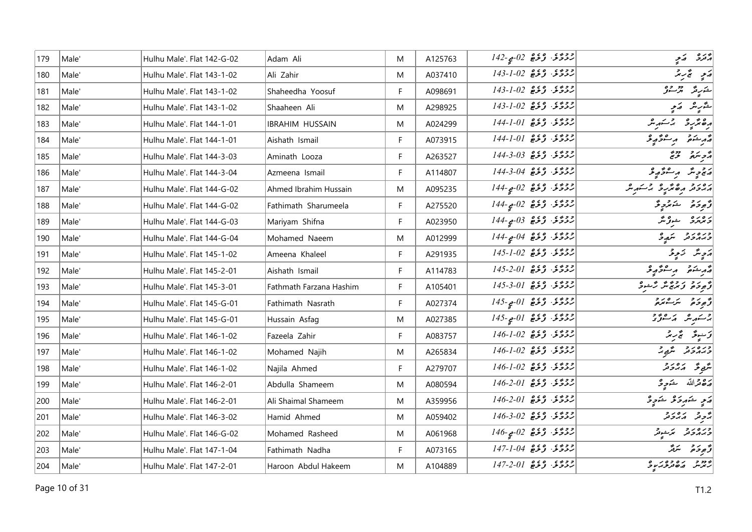| 179 | Male' | Hulhu Male'. Flat 142-G-02 | Adam Ali | M | A125763 | ހުޅުމާލެ. ފްލެޓް 02-ޖީ-142 | އާދަމް އަލީ |
|---|---|---|---|---|---|---|---|
| 180 | Male' | Hulhu Male'. Flat 143-1-02 | Ali Zahir | M | A037410 | ހުޅުމާލެ. ފްލެޓް 143-1-02 | އަލީ ޒާހިރު |
| 181 | Male' | Hulhu Male'. Flat 143-1-02 | Shaheedha Yoosuf | F | A098691 | ހުޅުމާލެ. ފްލެޓް 143-1-02 | ޝަހީދާ ޔޫސުފް |
| 182 | Male' | Hulhu Male'. Flat 143-1-02 | Shaaheen Ali | M | A298925 | ހުޅުމާލެ. ފްލެޓް 143-1-02 | ޝާހީން އަލީ |
| 183 | Male' | Hulhu Male'. Flat 144-1-01 | IBRAHIM HUSSAIN | M | A024299 | ހުޅުމާލެ. ފްލެޓް 144-1-01 | އިބްރާހީމް ޙުސައިން |
| 184 | Male' | Hulhu Male'. Flat 144-1-01 | Aishath Ismail | F | A073915 | ހުޅުމާލެ. ފްލެޓް 144-1-01 | އާއިޝަތު އިސްމާޢީލް |
| 185 | Male' | Hulhu Male'. Flat 144-3-03 | Aminath Looza | F | A263527 | ހުޅުމާލެ. ފްލެޓް 144-3-03 | އާމިނަތު ލޫޒާ |
| 186 | Male' | Hulhu Male'. Flat 144-3-04 | Azmeena Ismail | F | A114807 | ހުޅުމާލެ. ފްލެޓް 144-3-04 | އަޒްމީނާ އިސްމާޢީލް |
| 187 | Male' | Hulhu Male'. Flat 144-G-02 | Ahmed Ibrahim Hussain | M | A095235 | ހުޅުމާލެ. ފްލެޓް 02-ޖީ-144 | އަޙްމަދު އިބްރާހީމް ޙުސައިން |
| 188 | Male' | Hulhu Male'. Flat 144-G-02 | Fathimath Sharumeela | F | A275520 | ހުޅުމާލެ. ފްލެޓް 02-ޖީ-144 | ފާތިމަތު ޝަރުމީލާ |
| 189 | Male' | Hulhu Male'. Flat 144-G-03 | Mariyam Shifna | F | A023950 | ހުޅުމާލެ. ފްލެޓް 03-ޖީ-144 | މަރިޔަމް ޝިފްނާ |
| 190 | Male' | Hulhu Male'. Flat 144-G-04 | Mohamed Naeem | M | A012999 | ހުޅުމާލެ. ފްލެޓް 04-ޖީ-144 | މުޙައްމަދު ނައީމް |
| 191 | Male' | Hulhu Male'. Flat 145-1-02 | Ameena Khaleel | F | A291935 | ހުޅުމާލެ. ފްލެޓް 145-1-02 | އަމީނާ ޚަލީލް |
| 192 | Male' | Hulhu Male'. Flat 145-2-01 | Aishath Ismail | F | A114783 | ހުޅުމާލެ. ފްލެޓް 145-2-01 | އާއިޝަތު އިސްމާޢީލް |
| 193 | Male' | Hulhu Male'. Flat 145-3-01 | Fathmath Farzana Hashim | F | A105401 | ހުޅުމާލެ. ފްލެޓް 145-3-01 | ފާތިމަތު ފަރުޒާނާ ހާޝިމް |
| 194 | Male' | Hulhu Male'. Flat 145-G-01 | Fathimath Nasrath | F | A027374 | ހުޅުމާލެ. ފްލެޓް 01-ޖީ-145 | ފާތިމަތު ނަސްރަތު |
| 195 | Male' | Hulhu Male'. Flat 145-G-01 | Hussain Asfag | M | A027385 | ހުޅުމާލެ. ފްލެޓް 01-ޖީ-145 | ޙުސައިން އަސްފާޤު |
| 196 | Male' | Hulhu Male'. Flat 146-1-02 | Fazeela Zahir | F | A083757 | ހުޅުމާލެ. ފްލެޓް 146-1-02 | ފަޒީލާ ޒާހިރު |
| 197 | Male' | Hulhu Male'. Flat 146-1-02 | Mohamed Najih | M | A265834 | ހުޅުމާލެ. ފްލެޓް 146-1-02 | މުޙައްމަދު ނާޖިޙް |
| 198 | Male' | Hulhu Male'. Flat 146-1-02 | Najila Ahmed | F | A279707 | ހުޅުމާލެ. ފްލެޓް 146-1-02 | ނާޖިލާ އަޙްމަދު |
| 199 | Male' | Hulhu Male'. Flat 146-2-01 | Abdulla Shameem | M | A080594 | ހުޅުމާލެ. ފްލެޓް 146-2-01 | އަބްދުﷲ ޝަމީމް |
| 200 | Male' | Hulhu Male'. Flat 146-2-01 | Ali Shaimal Shameem | M | A359956 | ހުޅުމާލެ. ފްލެޓް 146-2-01 | އަލީ ޝައިމަލް ޝަމީމް |
| 201 | Male' | Hulhu Male'. Flat 146-3-02 | Hamid Ahmed | M | A059402 | ހުޅުމާލެ. ފްލެޓް 146-3-02 | ހާމިދު އަޙްމަދު |
| 202 | Male' | Hulhu Male'. Flat 146-G-02 | Mohamed Rasheed | M | A061968 | ހުޅުމާލެ. ފްލެޓް 02-ޖީ-146 | މުޙައްމަދު ރަޝީދު |
| 203 | Male' | Hulhu Male'. Flat 147-1-04 | Fathimath Nadha | F | A073165 | ހުޅުމާލެ. ފްލެޓް 147-1-04 | ފާތިމަތު ނަދާ |
| 204 | Male' | Hulhu Male'. Flat 147-2-01 | Haroon Abdul Hakeem | M | A104889 | ހުޅުމާލެ. ފްލެޓް 147-2-01 | ހާރޫން އަބްދުލްޙަކީމް |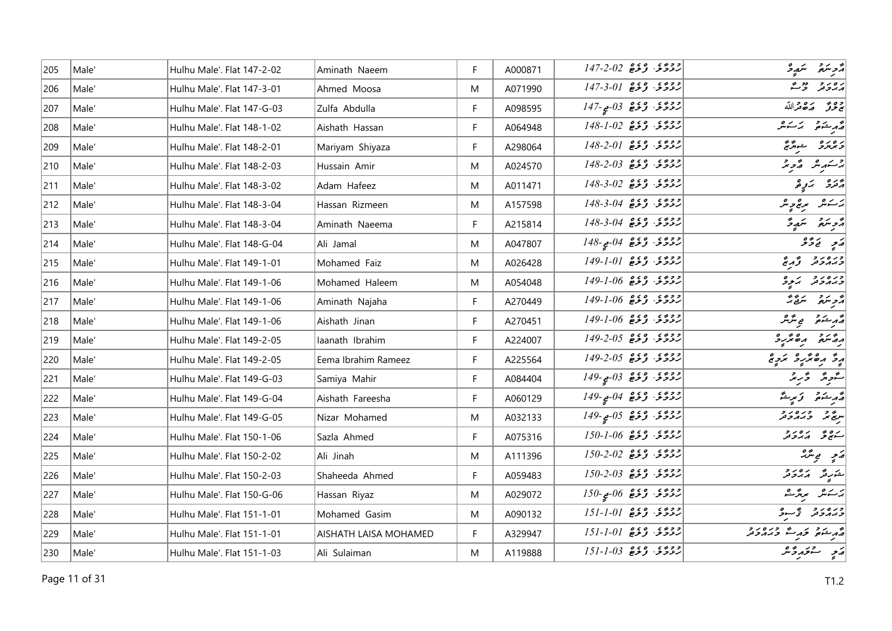| 205 | Male' | Hulhu Male'. Flat 147-2-02 | Aminath Naeem | F | A000871 | ހުޅުމާލެ. ފްލެޓް 147-2-02 | އާމިނަތު ނައީމް |
|---|---|---|---|---|---|---|---|
| 206 | Male' | Hulhu Male'. Flat 147-3-01 | Ahmed Moosa | M | A071990 | ހުޅުމާލެ. ފްލެޓް 147-3-01 | އަހުމަދު މޫސާ |
| 207 | Male' | Hulhu Male'. Flat 147-G-03 | Zulfa Abdulla | F | A098595 | ހުޅުމާލެ. ފްލެޓް 03-ޖީ-147 | ޒުލްފާ އަބްދުﷲ |
| 208 | Male' | Hulhu Male'. Flat 148-1-02 | Aishath Hassan | F | A064948 | ހުޅުމާލެ. ފްލެޓް 148-1-02 | އައިޝަތު ހަސަން |
| 209 | Male' | Hulhu Male'. Flat 148-2-01 | Mariyam Shiyaza | F | A298064 | ހުޅުމާލެ. ފްލެޓް 148-2-01 | މަރިޔަމް ޝިޔާޒާ |
| 210 | Male' | Hulhu Male'. Flat 148-2-03 | Hussain Amir | M | A024570 | ހުޅުމާލެ. ފްލެޓް 148-2-03 | ހުސައިން އާމިރު |
| 211 | Male' | Hulhu Male'. Flat 148-3-02 | Adam Hafeez | M | A011471 | ހުޅުމާލެ. ފްލެޓް 148-3-02 | އާދަމް ހަފީޒު |
| 212 | Male' | Hulhu Male'. Flat 148-3-04 | Hassan Rizmeen | M | A157598 | ހުޅުމާލެ. ފްލެޓް 148-3-04 | ހަސަން ރިޒްމީން |
| 213 | Male' | Hulhu Male'. Flat 148-3-04 | Aminath Naeema | F | A215814 | ހުޅުމާލެ. ފްލެޓް 148-3-04 | އާމިނަތު ނައީމާ |
| 214 | Male' | Hulhu Male'. Flat 148-G-04 | Ali Jamal | M | A047807 | ހުޅުމާލެ. ފްލެޓް 04-ޖީ-148 | އަލި ޖަމާލް |
| 215 | Male' | Hulhu Male'. Flat 149-1-01 | Mohamed Faiz | M | A026428 | ހުޅުމާލެ. ފްލެޓް 149-1-01 | މުހައްމަދު ފާއިޒު |
| 216 | Male' | Hulhu Male'. Flat 149-1-06 | Mohamed Haleem | M | A054048 | ހުޅުމާލެ. ފްލެޓް 149-1-06 | މުހައްމަދު ހަލީމް |
| 217 | Male' | Hulhu Male'. Flat 149-1-06 | Aminath Najaha | F | A270449 | ހުޅުމާލެ. ފްލެޓް 149-1-06 | އާމިނަތު ނަޖާހާ |
| 218 | Male' | Hulhu Male'. Flat 149-1-06 | Aishath Jinan | F | A270451 | ހުޅުމާލެ. ފްލެޓް 149-1-06 | އައިޝަތު ޖިނާން |
| 219 | Male' | Hulhu Male'. Flat 149-2-05 | Iaanath Ibrahim | F | A224007 | ހުޅުމާލެ. ފްލެޓް 149-2-05 | އިއާނަތު އިބްރާހީމް |
| 220 | Male' | Hulhu Male'. Flat 149-2-05 | Eema Ibrahim Rameez | F | A225564 | ހުޅުމާލެ. ފްލެޓް 149-2-05 | އީމާ އިބްރާހީމް ރަމީޒް |
| 221 | Male' | Hulhu Male'. Flat 149-G-03 | Samiya Mahir | F | A084404 | ހުޅުމާލެ. ފްލެޓް 03-ޖީ-149 | ސާމިޔާ މާހިރު |
| 222 | Male' | Hulhu Male'. Flat 149-G-04 | Aishath Fareesha | F | A060129 | ހުޅުމާލެ. ފްލެޓް 04-ޖީ-149 | އައިޝަތު ފަރީޝާ |
| 223 | Male' | Hulhu Male'. Flat 149-G-05 | Nizar Mohamed | M | A032133 | ހުޅުމާލެ. ފްލެޓް 05-ޖީ-149 | ނިޒާރު މުހައްމަދު |
| 224 | Male' | Hulhu Male'. Flat 150-1-06 | Sazla Ahmed | F | A075316 | ހުޅުމާލެ. ފްލެޓް 150-1-06 | ސަޒްލާ އަހުމަދު |
| 225 | Male' | Hulhu Male'. Flat 150-2-02 | Ali Jinah | M | A111396 | ހުޅުމާލެ. ފްލެޓް 150-2-02 | އަލި ޖިނާހް |
| 226 | Male' | Hulhu Male'. Flat 150-2-03 | Shaheeda Ahmed | F | A059483 | ހުޅުމާލެ. ފްލެޓް 150-2-03 | ޝަހީދާ އަހުމަދު |
| 227 | Male' | Hulhu Male'. Flat 150-G-06 | Hassan Riyaz | M | A029072 | ހުޅުމާލެ. ފްލެޓް 06-ޖީ-150 | ހަސަން ރިޔާޒް |
| 228 | Male' | Hulhu Male'. Flat 151-1-01 | Mohamed Gasim | M | A090132 | ހުޅުމާލެ. ފްލެޓް 151-1-01 | މުހައްމަދު ގާސިމް |
| 229 | Male' | Hulhu Male'. Flat 151-1-01 | AISHATH LAISA MOHAMED | F | A329947 | ހުޅުމާލެ. ފްލެޓް 151-1-01 | އައިޝަތު ލައިސާ މުހައްމަދު |
| 230 | Male' | Hulhu Male'. Flat 151-1-03 | Ali Sulaiman | M | A119888 | ހުޅުމާލެ. ފްލެޓް 151-1-03 | އަލި ސުލައިމާން |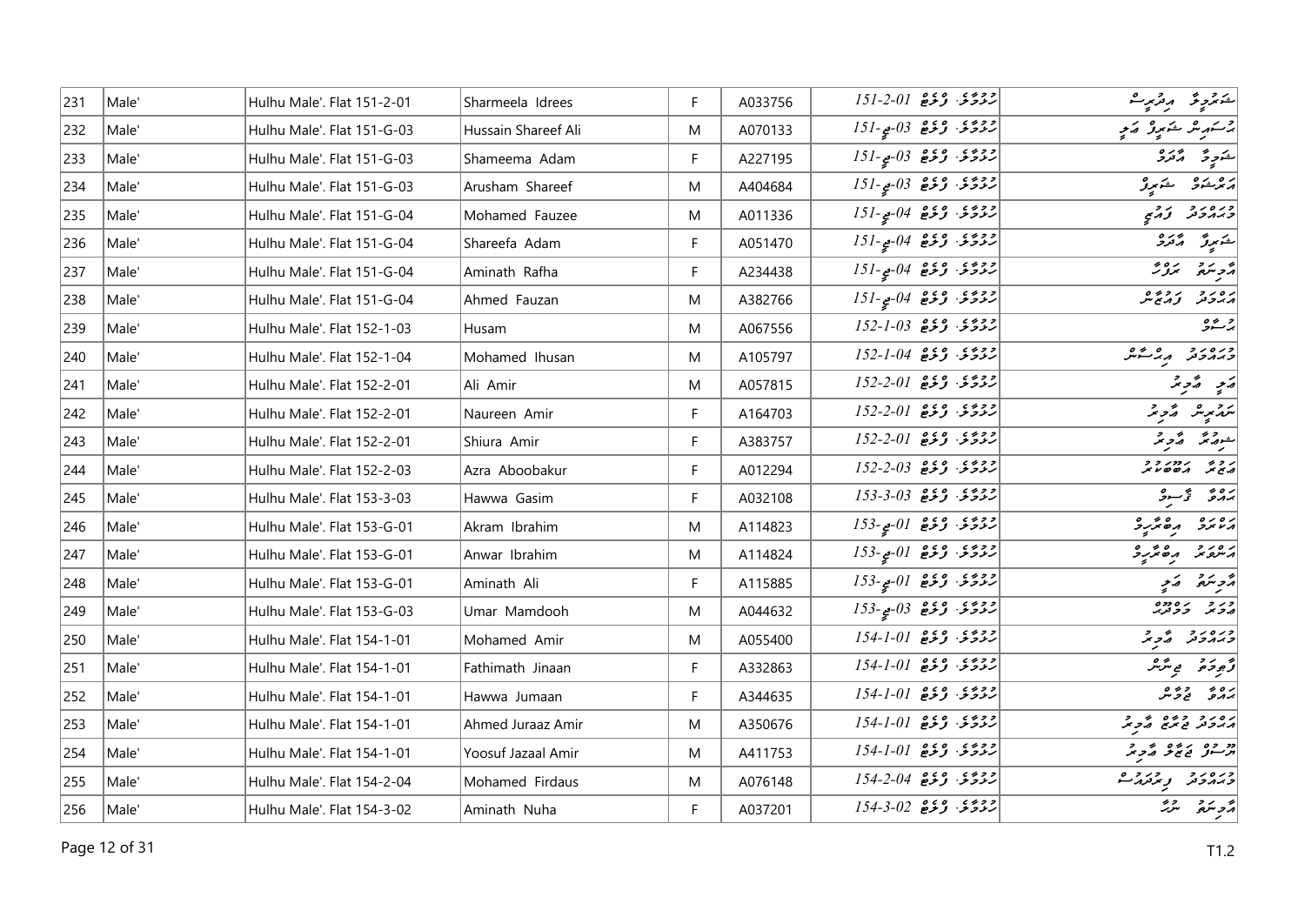| 231 | Male' | Hulhu Male'. Flat 151-2-01 | Sharmeela Idrees | F | A033756 | ހުޅުމާލެ. ފްލެޓް 151-2-01 | ޝަރްމީލާ އިދުރީސް |
|---|---|---|---|---|---|---|---|
| 232 | Male' | Hulhu Male'. Flat 151-G-03 | Hussain Shareef Ali | M | A070133 | ހުޅުމާލެ. ފްލެޓް 151-ޖީ-03 | ޙުސައިން ޝަރީފް ޢަލީ |
| 233 | Male' | Hulhu Male'. Flat 151-G-03 | Shameema Adam | F | A227195 | ހުޅުމާލެ. ފްލެޓް 151-ޖީ-03 | ޝަމީމާ އާދަމް |
| 234 | Male' | Hulhu Male'. Flat 151-G-03 | Arusham Shareef | M | A404684 | ހުޅުމާލެ. ފްލެޓް 151-ޖީ-03 | އަރުޝަމް ޝަރީފް |
| 235 | Male' | Hulhu Male'. Flat 151-G-04 | Mohamed Fauzee | M | A011336 | ހުޅުމާލެ. ފްލެޓް 151-ޖީ-04 | މުޙައްމަދު ފައުޒީ |
| 236 | Male' | Hulhu Male'. Flat 151-G-04 | Shareefa Adam | F | A051470 | ހުޅުމާލެ. ފްލެޓް 151-ޖީ-04 | ޝަރީފާ އާދަމް |
| 237 | Male' | Hulhu Male'. Flat 151-G-04 | Aminath Rafha | F | A234438 | ހުޅުމާލެ. ފްލެޓް 151-ޖީ-04 | އާމިނަތު ރަފްހާ |
| 238 | Male' | Hulhu Male'. Flat 151-G-04 | Ahmed Fauzan | M | A382766 | ހުޅުމާލެ. ފްލެޓް 151-ޖީ-04 | އަޙްމަދު ފައުޒާން |
| 239 | Male' | Hulhu Male'. Flat 152-1-03 | Husam | M | A067556 | ހުޅުމާލެ. ފްލެޓް 152-1-03 | ހުސާމް |
| 240 | Male' | Hulhu Male'. Flat 152-1-04 | Mohamed Ihusan | M | A105797 | ހުޅުމާލެ. ފްލެޓް 152-1-04 | މުޙައްމަދު އިހުސާން |
| 241 | Male' | Hulhu Male'. Flat 152-2-01 | Ali Amir | M | A057815 | ހުޅުމާލެ. ފްލެޓް 152-2-01 | ޢަލީ އާމިރު |
| 242 | Male' | Hulhu Male'. Flat 152-2-01 | Naureen Amir | F | A164703 | ހުޅުމާލެ. ފްލެޓް 152-2-01 | ނައުރީން އާމިރު |
| 243 | Male' | Hulhu Male'. Flat 152-2-01 | Shiura Amir | F | A383757 | ހުޅުމާލެ. ފްލެޓް 152-2-01 | ޝިއުރާ އާމިރު |
| 244 | Male' | Hulhu Male'. Flat 152-2-03 | Azra Aboobakur | F | A012294 | ހުޅުމާލެ. ފްލެޓް 152-2-03 | އަޒްރާ އަބޫބަކުރު |
| 245 | Male' | Hulhu Male'. Flat 153-3-03 | Hawwa Gasim | F | A032108 | ހުޅުމާލެ. ފްލެޓް 153-3-03 | ހައްވާ ޤާސިމް |
| 246 | Male' | Hulhu Male'. Flat 153-G-01 | Akram Ibrahim | M | A114823 | ހުޅުމާލެ. ފްލެޓް 153-ޖީ-01 | އަކްރަމް އިބްރާހީމް |
| 247 | Male' | Hulhu Male'. Flat 153-G-01 | Anwar Ibrahim | M | A114824 | ހުޅުމާލެ. ފްލެޓް 153-ޖީ-01 | އަންވަރު އިބްރާހީމް |
| 248 | Male' | Hulhu Male'. Flat 153-G-01 | Aminath Ali | F | A115885 | ހުޅުމާލެ. ފްލެޓް 153-ޖީ-01 | އާމިނަތު ޢަލީ |
| 249 | Male' | Hulhu Male'. Flat 153-G-03 | Umar Mamdooh | M | A044632 | ހުޅުމާލެ. ފްލެޓް 153-ޖީ-03 | ޢުމަރު މަމްދޫޙް |
| 250 | Male' | Hulhu Male'. Flat 154-1-01 | Mohamed Amir | M | A055400 | ހުޅުމާލެ. ފްލެޓް 154-1-01 | މުޙައްމަދު އާމިރު |
| 251 | Male' | Hulhu Male'. Flat 154-1-01 | Fathimath Jinaan | F | A332863 | ހުޅުމާލެ. ފްލެޓް 154-1-01 | ފާތިމަތު ޖިނާން |
| 252 | Male' | Hulhu Male'. Flat 154-1-01 | Hawwa Jumaan | F | A344635 | ހުޅުމާލެ. ފްލެޓް 154-1-01 | ހައްވާ ޖުމާން |
| 253 | Male' | Hulhu Male'. Flat 154-1-01 | Ahmed Juraaz Amir | M | A350676 | ހުޅުމާލެ. ފްލެޓް 154-1-01 | އަޙްމަދު ޖުރާޒް އާމިރު |
| 254 | Male' | Hulhu Male'. Flat 154-1-01 | Yoosuf Jazaal Amir | M | A411753 | ހުޅުމާލެ. ފްލެޓް 154-1-01 | ޔޫސުފް ޖަޒާލް އާމިރު |
| 255 | Male' | Hulhu Male'. Flat 154-2-04 | Mohamed Firdaus | M | A076148 | ހުޅުމާލެ. ފްލެޓް 154-2-04 | މުޙައްމަދު ފިރުދައުސް |
| 256 | Male' | Hulhu Male'. Flat 154-3-02 | Aminath Nuha | F | A037201 | ހުޅުމާލެ. ފްލެޓް 154-3-02 | އާމިނަތު ނުހާ |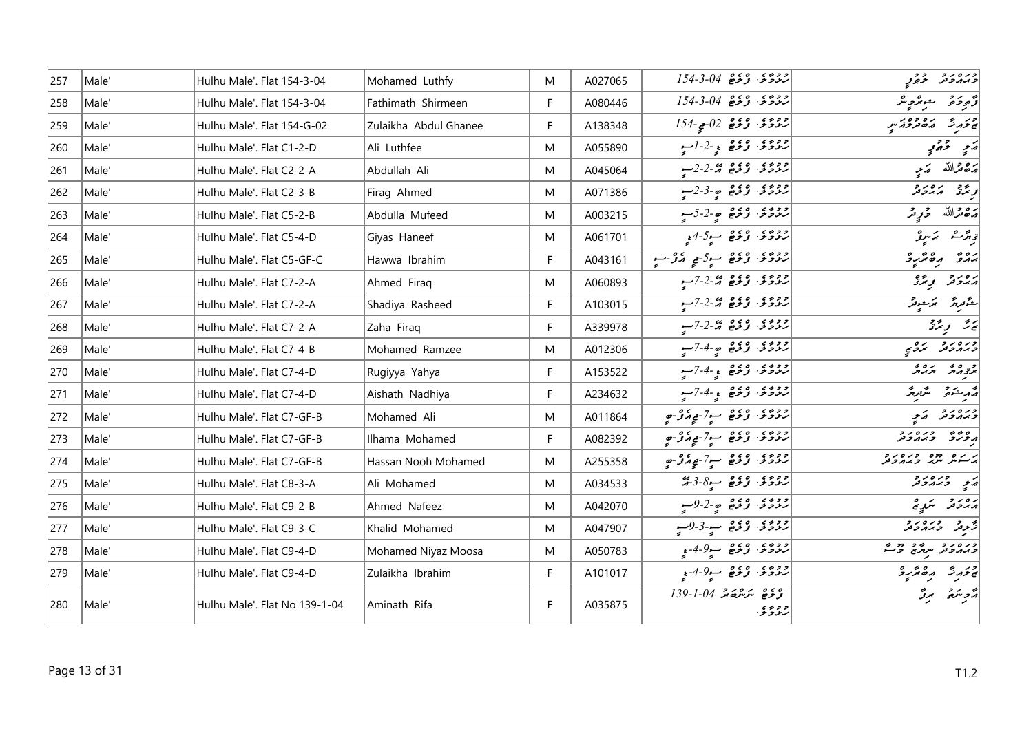| 257 | Male' | Hulhu Male'. Flat 154-3-04 | Mohamed Luthfy | M | A027065 | ހުޅުމާލެ. ފްލެޓް 154-3-04 | މުޙައްމަދު ލުތުފީ |
|---|---|---|---|---|---|---|---|
| 258 | Male' | Hulhu Male'. Flat 154-3-04 | Fathimath Shirmeen | F | A080446 | ހުޅުމާލެ. ފްލެޓް 154-3-04 | ފާތިމަތު ޝިރްމީން |
| 259 | Male' | Hulhu Male'. Flat 154-G-02 | Zulaikha Abdul Ghanee | F | A138348 | ހުޅުމާލެ. ފްލެޓް 154-ޖީ-02 | ޒުލައިޚާ އަބްދުލްޣަނީ |
| 260 | Male' | Hulhu Male'. Flat C1-2-D | Ali Luthfee | M | A055890 | ހުޅުމާލެ. ފްލެޓް ސީ1-2-ޑީ | އަލީ ލުތުފީ |
| 261 | Male' | Hulhu Male'. Flat C2-2-A | Abdullah Ali | M | A045064 | ހުޅުމާލެ. ފްލެޓް ސީ2-2-އޭ | އަބްދުاللّٰه އަލީ |
| 262 | Male' | Hulhu Male'. Flat C2-3-B | Firag Ahmed | M | A071386 | ހުޅުމާލެ. ފްލެޓް ސީ2-3-ބީ | ފިރާގު އަޙްމަދު |
| 263 | Male' | Hulhu Male'. Flat C5-2-B | Abdulla Mufeed | M | A003215 | ހުޅުމާލެ. ފްލެޓް ސީ5-2-ބީ | އަބްދުاللّٰه މުފީދު |
| 264 | Male' | Hulhu Male'. Flat C5-4-D | Giyas Haneef | M | A061701 | ހުޅުމާލެ. ފްލެޓް ސީ5-4-ޑީ | ގިޔާސް ހަނީފް |
| 265 | Male' | Hulhu Male'. Flat C5-GF-C | Hawwa Ibrahim | F | A043161 | ހުޅުމާލެ. ފްލެޓް ސީ5-ޖީ އެފް-ސީ | ހައްވާ އިބްރާހީމް |
| 266 | Male' | Hulhu Male'. Flat C7-2-A | Ahmed Firaq | M | A060893 | ހުޅުމާލެ. ފްލެޓް ސީ7-2-އޭ | އަޙްމަދު ފިރާގު |
| 267 | Male' | Hulhu Male'. Flat C7-2-A | Shadiya Rasheed | F | A103015 | ހުޅުމާލެ. ފްލެޓް ސީ7-2-އޭ | ޝާދިޔާ ރަޝީދު |
| 268 | Male' | Hulhu Male'. Flat C7-2-A | Zaha Firaq | F | A339978 | ހުޅުމާލެ. ފްލެޓް ސީ7-2-އޭ | ޒަހާ ފިރާގު |
| 269 | Male' | Hulhu Male'. Flat C7-4-B | Mohamed Ramzee | M | A012306 | ހުޅުމާލެ. ފްލެޓް ސީ7-4-ބީ | މުޙައްމަދު ރަމްޒީ |
| 270 | Male' | Hulhu Male'. Flat C7-4-D | Rugiyya Yahya | F | A153522 | ހުޅުމާލެ. ފްލެޓް ސީ7-4-ޑީ | ރުގިއްޔާ ޔަޙްޔާ |
| 271 | Male' | Hulhu Male'. Flat C7-4-D | Aishath Nadhiya | F | A234632 | ހުޅުމާލެ. ފްލެޓް ސީ7-4-ޑީ | އައިޝަތު ނާދިޔާ |
| 272 | Male' | Hulhu Male'. Flat C7-GF-B | Mohamed Ali | M | A011864 | ހުޅުމާލެ. ފްލެޓް ސީ7-ޖީއެފް-ބީ | މުޙައްމަދު އަލީ |
| 273 | Male' | Hulhu Male'. Flat C7-GF-B | Ilhama Mohamed | F | A082392 | ހުޅުމާލެ. ފްލެޓް ސީ7-ޖީއެފް-ބީ | އިލްހާމާ މުޙައްމަދު |
| 274 | Male' | Hulhu Male'. Flat C7-GF-B | Hassan Nooh Mohamed | M | A255358 | ހުޅުމާލެ. ފްލެޓް ސީ7-ޖީއެފް-ބީ | ހަސަން ނޫޙް މުޙައްމަދު |
| 275 | Male' | Hulhu Male'. Flat C8-3-A | Ali Mohamed | M | A034533 | ހުޅުމާލެ. ފްލެޓް ސީ8-3-އޭ | އަލީ މުޙައްމަދު |
| 276 | Male' | Hulhu Male'. Flat C9-2-B | Ahmed Nafeez | M | A042070 | ހުޅުމާލެ. ފްލެޓް ސީ9-2-ބީ | އަޙްމަދު ނަފީޒު |
| 277 | Male' | Hulhu Male'. Flat C9-3-C | Khalid Mohamed | M | A047907 | ހުޅުމާލެ. ފްލެޓް ސީ9-3-ސީ | ހާލިދު މުޙައްމަދު |
| 278 | Male' | Hulhu Male'. Flat C9-4-D | Mohamed Niyaz Moosa | M | A050783 | ހުޅުމާލެ. ފްލެޓް ސީ9-4-ޑީ | މުޙައްމަދު ނިޔާޒް މޫސާ |
| 279 | Male' | Hulhu Male'. Flat C9-4-D | Zulaikha Ibrahim | F | A101017 | ހުޅުމާލެ. ފްލެޓް ސީ9-4-ޑީ | ޒުލައިޚާ އިބްރާހީމް |
| 280 | Male' | Hulhu Male'. Flat No 139-1-04 | Aminath Rifa | F | A035875 | ފްލެޓް ނަންބަރު 139-1-04 ހުޅުމާލެ. | އާމިނަތު ރިފާ |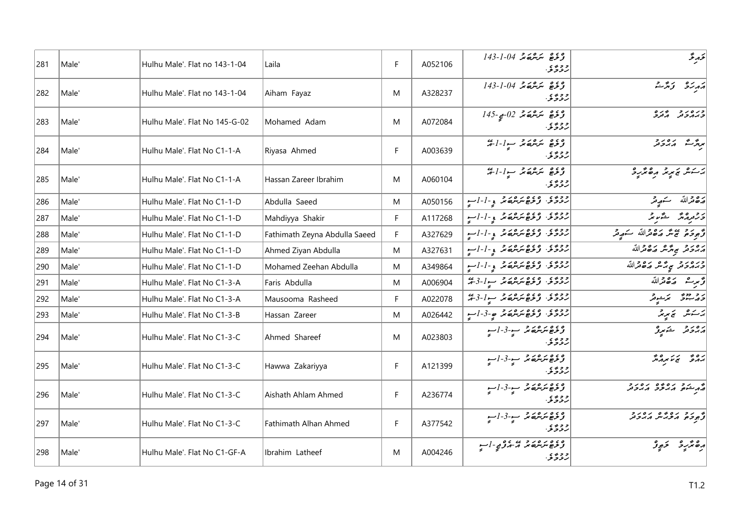| 281 | Male' | Hulhu Male'. Flat no 143-1-04 | Laila | F | A052106 | ފްލެޓް ނަންބަރު 143-1-04 ހުޅުމާލެ. | ލައިލާ |
|---|---|---|---|---|---|---|---|
| 282 | Male' | Hulhu Male'. Flat no 143-1-04 | Aiham Fayaz | M | A328237 | ފްލެޓް ނަންބަރު 143-1-04 ހުޅުމާލެ. | އައިހަމް ފައްޔާޒް |
| 283 | Male' | Hulhu Male'. Flat No 145-G-02 | Mohamed Adam | M | A072084 | ފްލެޓް ނަންބަރު 145-ޖީ-02 ހުޅުމާލެ. | މުހައްމަދު އާދަމް |
| 284 | Male' | Hulhu Male'. Flat No C1-1-A | Riyasa Ahmed | F | A003639 | ފްލެޓް ނަންބަރު ސީ1-1-އޭ ހުޅުމާލެ. | ރިޔާސާ އަހްމަދު |
| 285 | Male' | Hulhu Male'. Flat No C1-1-A | Hassan Zareer Ibrahim | M | A060104 | ފްލެޓް ނަންބަރު ސީ1-1-އޭ ހުޅުމާލެ. | ހަސަން ޒަރީރު އިބްރާހިމް |
| 286 | Male' | Hulhu Male'. Flat No C1-1-D | Abdulla Saeed | M | A050156 | ހުޅުމާލެ. ފްލެޓްނަންބަރު ޑީ-1-1ސީ | އަބްދުﷲ ސައީދު |
| 287 | Male' | Hulhu Male'. Flat No C1-1-D | Mahdiyya Shakir | F | A117268 | ހުޅުމާލެ. ފްލެޓްނަންބަރު ޑީ-1-1ސީ | މަހުދިއްޔާ ޝާކިރު |
| 288 | Male' | Hulhu Male'. Flat No C1-1-D | Fathimath Zeyna Abdulla Saeed | F | A327629 | ހުޅުމާލެ. ފްލެޓްނަންބަރު ޑީ-1-1ސީ | ފާތިމަތު ޒޭނާ އަބްދުﷲ ސަޢީދު |
| 289 | Male' | Hulhu Male'. Flat No C1-1-D | Ahmed Ziyan Abdulla | M | A327631 | ހުޅުމާލެ. ފްލެޓްނަންބަރު ޑީ-1-1ސީ | އަހުމަދު ޒިޔާން އަބްދުﷲ |
| 290 | Male' | Hulhu Male'. Flat No C1-1-D | Mohamed Zeehan Abdulla | M | A349864 | ހުޅުމާލެ. ފްލެޓްނަންބަރު ޑީ-1-1ސީ | މުހައްމަދު ޒީހާން އަބްދުﷲ |
| 291 | Male' | Hulhu Male'. Flat No C1-3-A | Faris Abdulla | M | A006904 | ހުޅުމާލެ. ފްލެޓްނަންބަރު ސީ1-3-އޭ | ފާރިސް އަބްދުﷲ |
| 292 | Male' | Hulhu Male'. Flat No C1-3-A | Mausooma Rasheed | F | A022078 | ހުޅުމާލެ. ފްލެޓްނަންބަރު ސީ1-3-އޭ | މައުސޫމާ ރަޝީދު |
| 293 | Male' | Hulhu Male'. Flat No C1-3-B | Hassan Zareer | M | A026442 | ހުޅުމާލެ. ފްލެޓްނަންބަރު ބީ-3-1ސީ | ހަސަން ޒަރީރު |
| 294 | Male' | Hulhu Male'. Flat No C1-3-C | Ahmed Shareef | M | A023803 | ފްލެޓްނަންބަރު ސީ-3-1ސީ ހުޅުމާލެ. | އަހްމަދު ޝަރީފް |
| 295 | Male' | Hulhu Male'. Flat No C1-3-C | Hawwa Zakariyya | F | A121399 | ފްލެޓްނަންބަރު ސީ-3-1ސީ ހުޅުމާލެ. | ހައްވާ ޒަކަރިއްޔާ |
| 296 | Male' | Hulhu Male'. Flat No C1-3-C | Aishath Ahlam Ahmed | F | A236774 | ފްލެޓްނަންބަރު ސީ-3-1ސީ ހުޅުމާލެ. | އާއިޝަތު އަހްލާމް އަހްމަދު |
| 297 | Male' | Hulhu Male'. Flat No C1-3-C | Fathimath Alhan Ahmed | F | A377542 | ފްލެޓްނަންބަރު ސީ-3-1ސީ ހުޅުމާލެ. | ފާތިމަތު އަލްހާން އަހްމަދު |
| 298 | Male' | Hulhu Male'. Flat No C1-GF-A | Ibrahim Latheef | M | A004246 | ފްލެޓްނަންބަރު އޭ-ޖީއެފް-1ސީ ހުޅުމާލެ. | އިބްރާހިމް ލަޠީފް |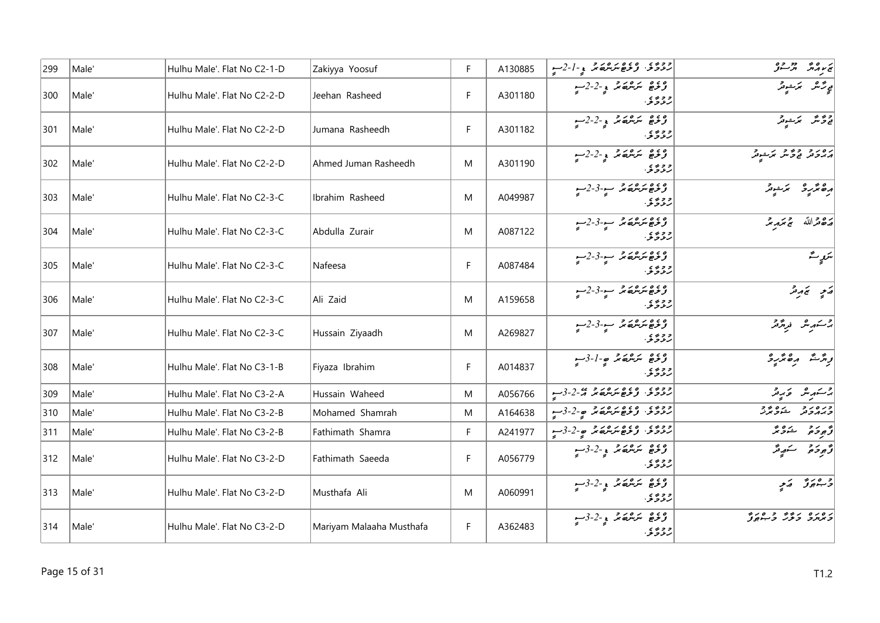| 299 | Male' | Hulhu Male'. Flat No C2-1-D | Zakiyya Yoosuf | F | A130885 | ހުޅުމާލެ. ފްލެޓްނަންބަރު ސީ-2-1-ޑީ | ޒަކިއްޔާ ޔޫސުފު |
|---|---|---|---|---|---|---|---|
| 300 | Male' | Hulhu Male'. Flat No C2-2-D | Jeehan Rasheed | F | A301180 | ފްލެޓް ނަންބަރު ޑީ-2-2-ސީ ހުޅުމާލެ. | ޖީހާން ރަޝީދު |
| 301 | Male' | Hulhu Male'. Flat No C2-2-D | Jumana Rasheedh | F | A301182 | ފްލެޓް ނަންބަރު ޑީ-2-2-ސީ ހުޅުމާލެ. | ޖުމާނާ ރަޝީދު |
| 302 | Male' | Hulhu Male'. Flat No C2-2-D | Ahmed Juman Rasheedh | M | A301190 | ފްލެޓް ނަންބަރު ޑީ-2-2-ސީ ހުޅުމާލެ. | އަހުމަދު ޖުމާން ރަޝީދު |
| 303 | Male' | Hulhu Male'. Flat No C2-3-C | Ibrahim Rasheed | M | A049987 | ފްލެޓްނަންބަރު ސީ-3-2-ސީ ހުޅުމާލެ. | އިބްރާހީމް ރަޝީދު |
| 304 | Male' | Hulhu Male'. Flat No C2-3-C | Abdulla Zurair | M | A087122 | ފްލެޓްނަންބަރު ސީ-3-2-ސީ ހުޅުމާލެ. | އަބްދުﷲ ޒުރައިރު |
| 305 | Male' | Hulhu Male'. Flat No C2-3-C | Nafeesa | F | A087484 | ފްލެޓްނަންބަރު ސީ-3-2-ސީ ހުޅުމާލެ. | ނަފީސާ |
| 306 | Male' | Hulhu Male'. Flat No C2-3-C | Ali Zaid | M | A159658 | ފްލެޓްނަންބަރު ސީ-3-2-ސީ ހުޅުމާލެ. | އަލި ޒައިދު |
| 307 | Male' | Hulhu Male'. Flat No C2-3-C | Hussain Ziyaadh | M | A269827 | ފްލެޓްނަންބަރު ސީ-3-2-ސީ ހުޅުމާލެ. | ހުސައިން ޒިޔާދު |
| 308 | Male' | Hulhu Male'. Flat No C3-1-B | Fiyaza Ibrahim | F | A014837 | ފްލެޓް ނަންބަރު ބީ-1-3-ސީ ހުޅުމާލެ. | ފިޔާޒާ އިބްރާހީމް |
| 309 | Male' | Hulhu Male'. Flat No C3-2-A | Hussain Waheed | M | A056766 | ހުޅުމާލެ. ފްލެޓްނަންބަރު އޭ-2-3-ސީ | ހުސައިން ވަހީދު |
| 310 | Male' | Hulhu Male'. Flat No C3-2-B | Mohamed Shamrah | M | A164638 | ހުޅުމާލެ. ފްލެޓްނަންބަރު ބީ-2-3-ސީ | މުހައްމަދު ޝަމްރާހް |
| 311 | Male' | Hulhu Male'. Flat No C3-2-B | Fathimath Shamra | F | A241977 | ހުޅުމާލެ. ފްލެޓްނަންބަރު ބީ-2-3-ސީ | ފާތިމަތު ޝަމްރާ |
| 312 | Male' | Hulhu Male'. Flat No C3-2-D | Fathimath Saeeda | F | A056779 | ފްލެޓް ނަންބަރު ޑީ-2-3-ސީ ހުޅުމާލެ. | ފާތިމަތު ސަޢީދާ |
| 313 | Male' | Hulhu Male'. Flat No C3-2-D | Musthafa Ali | M | A060991 | ފްލެޓް ނަންބަރު ޑީ-2-3-ސީ ހުޅުމާލެ. | މުސްތަފާ އަލި |
| 314 | Male' | Hulhu Male'. Flat No C3-2-D | Mariyam Malaaha Musthafa | F | A362483 | ފްލެޓް ނަންބަރު ޑީ-2-3-ސީ ހުޅުމާލެ. | މަރިޔަމް މަލާހާ މުސްތަފާ |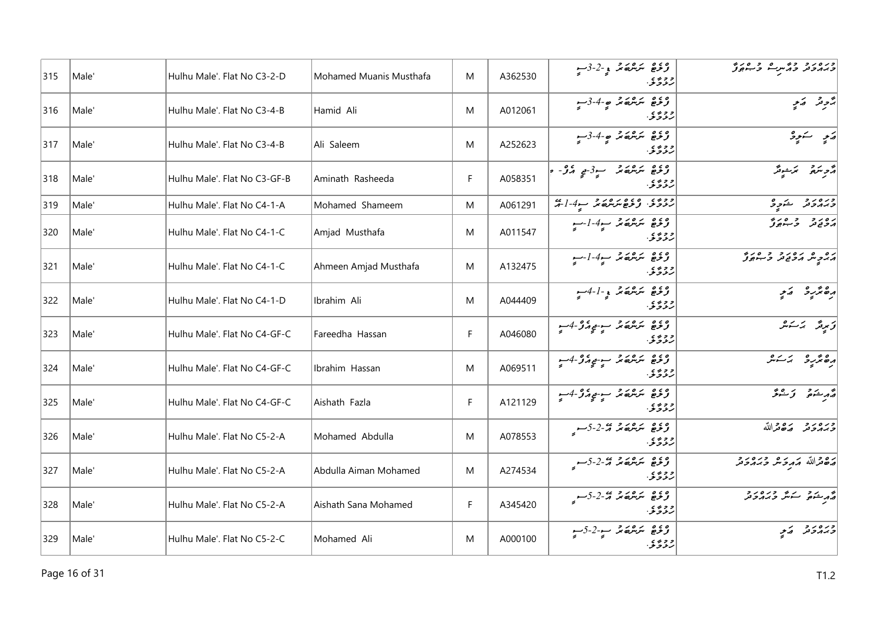| 315 | Male' | Hulhu Male'. Flat No C3-2-D | Mohamed Muanis Musthafa | M | A362530 | ފްލެޓް ނަންބަރު ޑީ-2-3ސީ ހުޅުމާލެ. | މުހައްމަދު މުއާނިސް މުސްތަފާ |
|---|---|---|---|---|---|---|---|
| 316 | Male' | Hulhu Male'. Flat No C3-4-B | Hamid Ali | M | A012061 | ފްލެޓް ނަންބަރު ބީ-4-3ސީ ހުޅުމާލެ. | ހާމިދު އަލި |
| 317 | Male' | Hulhu Male'. Flat No C3-4-B | Ali Saleem | M | A252623 | ފްލެޓް ނަންބަރު ބީ-4-3ސީ ހުޅުމާލެ. | އަލި ސަލީމް |
| 318 | Male' | Hulhu Male'. Flat No C3-GF-B | Aminath Rasheeda | F | A058351 | ފްލެޓް ނަންބަރު ސީ3-ޖީ އެފް- ބީ ހުޅުމާލެ. | އާމިނަތު ރަޝީދާ |
| 319 | Male' | Hulhu Male'. Flat No C4-1-A | Mohamed Shameem | M | A061291 | ހުޅުމާލެ. ފްލެޓްނަންބަރު ސީ4-1-އޭ | މުހައްމަދު ޝަމީމް |
| 320 | Male' | Hulhu Male'. Flat No C4-1-C | Amjad Musthafa | M | A011547 | ފްލެޓް ނަންބަރު ސީ4-1-ސީ ހުޅުމާލެ. | އަމްޖަދު މުސްތަފާ |
| 321 | Male' | Hulhu Male'. Flat No C4-1-C | Ahmeen Amjad Musthafa | M | A132475 | ފްލެޓް ނަންބަރު ސީ4-1-ސީ ހުޅުމާލެ. | އަޙްމީން އަމްޖަދު މުސްތަފާ |
| 322 | Male' | Hulhu Male'. Flat No C4-1-D | Ibrahim Ali | M | A044409 | ފްލެޓް ނަންބަރު ޑީ-1-4ސީ ހުޅުމާލެ. | އިބްރާހީމް އަލި |
| 323 | Male' | Hulhu Male'. Flat No C4-GF-C | Fareedha Hassan | F | A046080 | ފްލެޓް ނަންބަރު ސީޖީއެފް-4ސީ ހުޅުމާލެ. | ފަރީދާ ހަސަން |
| 324 | Male' | Hulhu Male'. Flat No C4-GF-C | Ibrahim Hassan | M | A069511 | ފްލެޓް ނަންބަރު ސީޖީއެފް-4ސީ ހުޅުމާލެ. | އިބްރާހީމް ހަސަން |
| 325 | Male' | Hulhu Male'. Flat No C4-GF-C | Aishath Fazla | F | A121129 | ފްލެޓް ނަންބަރު ސީޖީއެފް-4ސީ ހުޅުމާލެ. | އާއިޝަތު ފަޟްލާ |
| 326 | Male' | Hulhu Male'. Flat No C5-2-A | Mohamed Abdulla | M | A078553 | ފްލެޓް ނަންބަރު އޭ-2-5ސީ ހުޅުމާލެ. | މުހައްމަދު އަބްދުﷲ |
| 327 | Male' | Hulhu Male'. Flat No C5-2-A | Abdulla Aiman Mohamed | M | A274534 | ފްލެޓް ނަންބަރު އޭ-2-5ސީ ހުޅުމާލެ. | އަބްދުﷲ އައިމަން މުހައްމަދު |
| 328 | Male' | Hulhu Male'. Flat No C5-2-A | Aishath Sana Mohamed | F | A345420 | ފްލެޓް ނަންބަރު އޭ-2-5ސީ ހުޅުމާލެ. | އާއިޝަތު ސަނާ މުހައްމަދު |
| 329 | Male' | Hulhu Male'. Flat No C5-2-C | Mohamed Ali | M | A000100 | ފްލެޓް ނަންބަރު ސީ-2-5ސީ ހުޅުމާލެ. | މުހައްމަދު އަލި |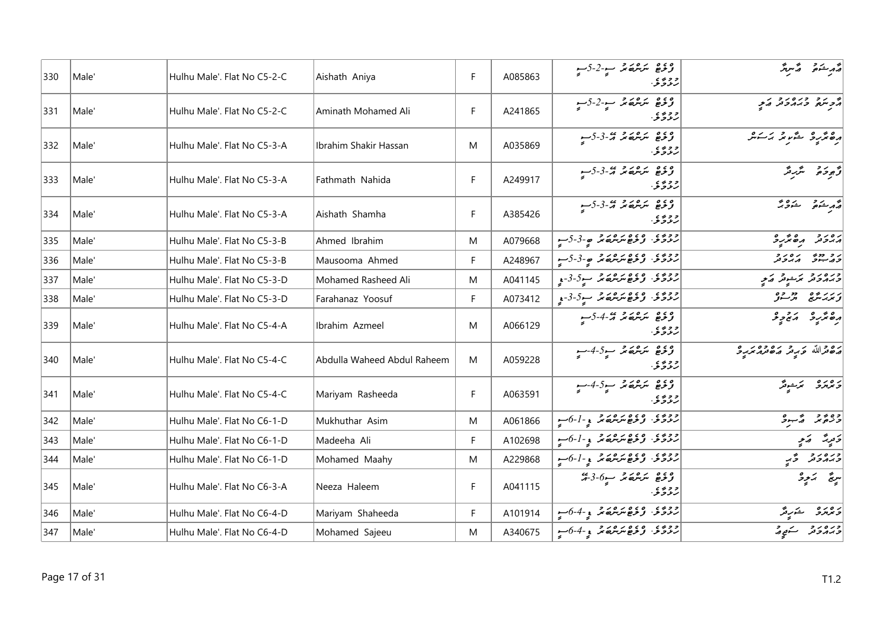| 330 | Male' | Hulhu Male'. Flat No C5-2-C | Aishath Aniya | F | A085863 | ވެލާނާ ނަންބަރު ސީ5-2-ސީ ހުޅުމާލެ. | އައިޝަތު އާނިޔާ |
|---|---|---|---|---|---|---|---|
| 331 | Male' | Hulhu Male'. Flat No C5-2-C | Aminath Mohamed Ali | F | A241865 | ފްލެޓް ނަންބަރު ސީ5-2-ސީ ހުޅުމާލެ. | އާމިނަތު މުހައްމަދު ޢަލީ |
| 332 | Male' | Hulhu Male'. Flat No C5-3-A | Ibrahim Shakir Hassan | M | A035869 | ފްލެޓް ނަންބަރު ސީ5-3-އޭ ހުޅުމާލެ. | އިބްރާހީމް ޝާކިރު ހަސަން |
| 333 | Male' | Hulhu Male'. Flat No C5-3-A | Fathmath Nahida | F | A249917 | ފްލެޓް ނަންބަރު ސީ5-3-އޭ ހުޅުމާލެ. | ފާތިމަތު ނާހިދާ |
| 334 | Male' | Hulhu Male'. Flat No C5-3-A | Aishath Shamha | F | A385426 | ފްލެޓް ނަންބަރު ސީ5-3-އޭ ހުޅުމާލެ. | އައިޝަތު ޝަމްހާ |
| 335 | Male' | Hulhu Male'. Flat No C5-3-B | Ahmed Ibrahim | M | A079668 | ހުޅުމާލެ. ފްލެޓްނަންބަރު ސީ5-3-ބީ | އަހުމަދު އިބްރާހީމް |
| 336 | Male' | Hulhu Male'. Flat No C5-3-B | Mausooma Ahmed | F | A248967 | ހުޅުމާލެ. ފްލެޓްނަންބަރު ސީ5-3-ބީ | މައުސޫމާ އަހުމަދު |
| 337 | Male' | Hulhu Male'. Flat No C5-3-D | Mohamed Rasheed Ali | M | A041145 | ހުޅުމާލެ. ފްލެޓްނަންބަރު ސީ5-3-ޑީ | މުހައްމަދު ރަޝީދު ޢަލީ |
| 338 | Male' | Hulhu Male'. Flat No C5-3-D | Farahanaz Yoosuf | F | A073412 | ހުޅުމާލެ. ފްލެޓްނަންބަރު ސީ5-3-ޑީ | ފަރަހަނާޒް ޔޫސުފު |
| 339 | Male' | Hulhu Male'. Flat No C5-4-A | Ibrahim Azmeel | M | A066129 | ފްލެޓް ނަންބަރު ސީ5-4-އޭ ހުޅުމާލެ. | އިބްރާހީމް އަޒްމީލް |
| 340 | Male' | Hulhu Male'. Flat No C5-4-C | Abdulla Waheed Abdul Raheem | M | A059228 | ފްލެޓް ނަންބަރު ސީ5-4-ސީ ހުޅުމާލެ. | ޢަބްދުﷲ ވަޙީދު ޢަބްދުއްރަޙީމް |
| 341 | Male' | Hulhu Male'. Flat No C5-4-C | Mariyam Rasheeda | F | A063591 | ފްލެޓް ނަންބަރު ސީ5-4-ސީ ހުޅުމާލެ. | މަރިޔަމް ރަޝީދާ |
| 342 | Male' | Hulhu Male'. Flat No C6-1-D | Mukhuthar Asim | M | A061866 | ހުޅުމާލެ. ފްލެޓްނަންބަރު ޑީ-1-ސީ6 | މުޚުތާރު އާސިމް |
| 343 | Male' | Hulhu Male'. Flat No C6-1-D | Madeeha Ali | F | A102698 | ހުޅުމާލެ. ފްލެޓްނަންބަރު ޑީ-1-ސީ6 | މަދީޙާ ޢަލީ |
| 344 | Male' | Hulhu Male'. Flat No C6-1-D | Mohamed Maahy | M | A229868 | ހުޅުމާލެ. ފްލެޓްނަންބަރު ޑީ-1-ސީ6 | މުހައްމަދު މާހީ |
| 345 | Male' | Hulhu Male'. Flat No C6-3-A | Neeza Haleem | F | A041115 | ފްލެޓް ނަންބަރު ސީ6-3-އޭ ހުޅުމާލެ. | ނީޒާ ހަލީމް |
| 346 | Male' | Hulhu Male'. Flat No C6-4-D | Mariyam Shaheeda | F | A101914 | ހުޅުމާލެ. ފްލެޓްނަންބަރު ޑީ-4-ސީ6 | މަރިޔަމް ޝަހީދާ |
| 347 | Male' | Hulhu Male'. Flat No C6-4-D | Mohamed Sajeeu | M | A340675 | ހުޅުމާލެ. ފްލެޓްނަންބަރު ޑީ-4-ސީ6 | މުހައްމަދު ސަޖީޢު |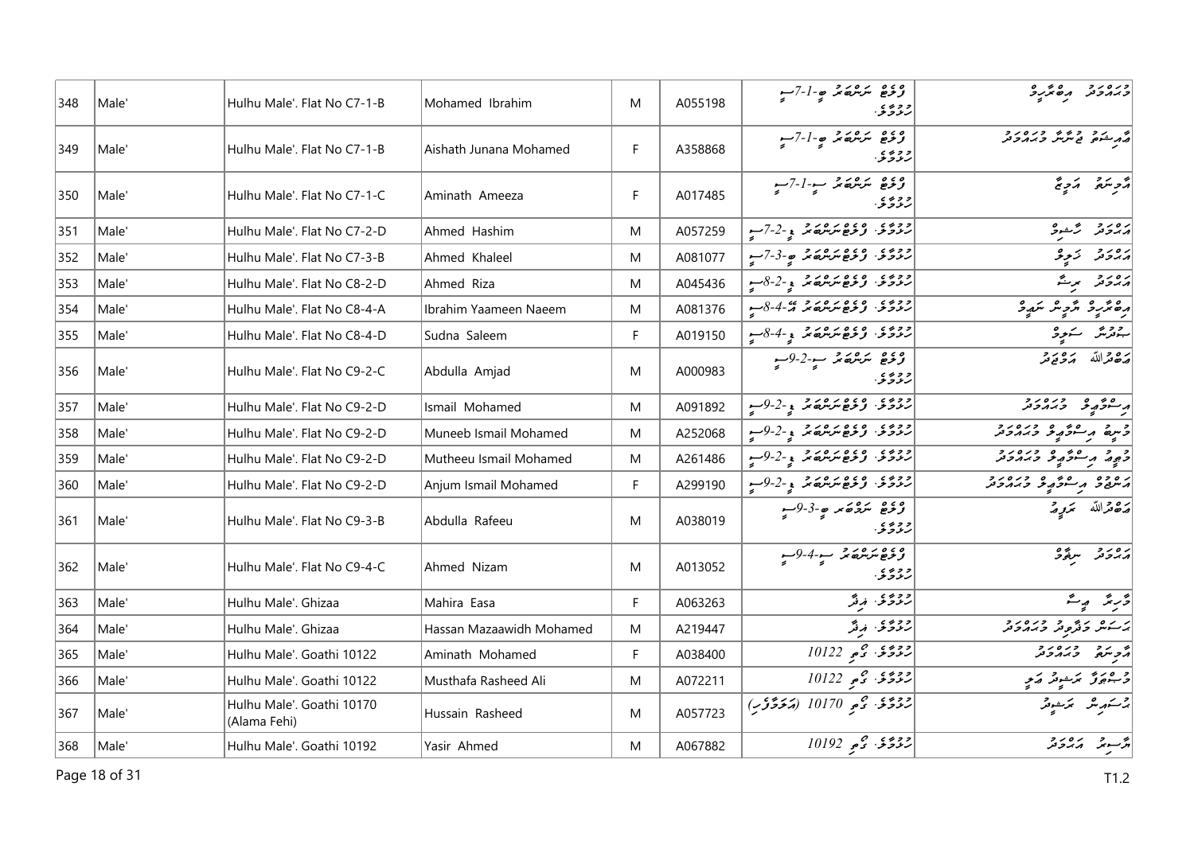| 348 | Male' | Hulhu Male'. Flat No C7-1-B | Mohamed Ibrahim | M | A055198 | ފްލެޓް ނަންބަރު ބީ-1-7ސީ ހުޅުމާލެ. | މުހައްމަދު އިބްރާހީމް |
|---|---|---|---|---|---|---|---|
| 349 | Male' | Hulhu Male'. Flat No C7-1-B | Aishath Junana Mohamed | F | A358868 | ފްލެޓް ނަންބަރު ބީ-1-7ސީ ހުޅުމާލެ. | އައިޝަތު ޖުނާނާ މުހައްމަދު |
| 350 | Male' | Hulhu Male'. Flat No C7-1-C | Aminath Ameeza | F | A017485 | ފްލެޓް ނަންބަރު ސީ-1-7ސީ ހުޅުމާލެ. | އާމިނަތު އަމީޒާ |
| 351 | Male' | Hulhu Male'. Flat No C7-2-D | Ahmed Hashim | M | A057259 | ހުޅުމާލެ. ފްލެޓްނަންބަރު ޑީ-2-7ސީ | އަހުމަދު ހާޝިމް |
| 352 | Male' | Hulhu Male'. Flat No C7-3-B | Ahmed Khaleel | M | A081077 | ހުޅުމާލެ. ފްލެޓްނަންބަރު ބީ-3-7ސީ | އަހުމަދު ޚަލީލް |
| 353 | Male' | Hulhu Male'. Flat No C8-2-D | Ahmed Riza | M | A045436 | ހުޅުމާލެ. ފްލެޓްނަންބަރު ޑީ-2-8ސީ | އަހުމަދު ރިޟާ |
| 354 | Male' | Hulhu Male'. Flat No C8-4-A | Ibrahim Yaameen Naeem | M | A081376 | ހުޅުމާލެ. ފްލެޓްނަންބަރު އޭ-4-8ސީ | އިބްރާހީމްޔާމީން ނަޢީމް |
| 355 | Male' | Hulhu Male'. Flat No C8-4-D | Sudna Saleem | F | A019150 | ހުޅުމާލެ. ފްލެޓްނަންބަރު ޑީ-4-8ސީ | ސުދުނާ ސަލީމް |
| 356 | Male' | Hulhu Male'. Flat No C9-2-C | Abdulla Amjad | M | A000983 | ފްލެޓް ނަންބަރު ސީ-2-9ސީ ހުޅުމާލެ. | އަބްދުﷲ އަމްޖަދު |
| 357 | Male' | Hulhu Male'. Flat No C9-2-D | Ismail Mohamed | M | A091892 | ހުޅުމާލެ. ފްލެޓްނަންބަރު ޑީ-2-9ސީ | އިސްމާއީލް މުހައްމަދު |
| 358 | Male' | Hulhu Male'. Flat No C9-2-D | Muneeb Ismail Mohamed | M | A252068 | ހުޅުމާލެ. ފްލެޓްނަންބަރު ޑީ-2-9ސީ | މުނީބު އިސްމާއީލް މުހައްމަދު |
| 359 | Male' | Hulhu Male'. Flat No C9-2-D | Mutheeu Ismail Mohamed | M | A261486 | ހުޅުމާލެ. ފްލެޓްނަންބަރު ޑީ-2-9ސީ | މުތީޢު އިސްމާއީލް މުހައްމަދު |
| 360 | Male' | Hulhu Male'. Flat No C9-2-D | Anjum Ismail Mohamed | F | A299190 | ހުޅުމާލެ. ފްލެޓްނަންބަރު ޑީ-2-9ސީ | އަންޖުމް އިސްމާއީލް މުހައްމަދު |
| 361 | Male' | Hulhu Male'. Flat No C9-3-B | Abdulla Rafeeu | M | A038019 | ފްލެޓް ނަމްބަރ ބީ-3-9ސީ ހުޅުމާލެ. | އަބްދުﷲ ރަފީޢު |
| 362 | Male' | Hulhu Male'. Flat No C9-4-C | Ahmed Nizam | M | A013052 | ފްލެޓްނަންބަރު ސީ-4-9ސީ ހުޅުމާލެ. | އަހުމަދު ނިޒާމް |
| 363 | Male' | Hulhu Male'. Ghizaa | Mahira Easa | F | A063263 | ހުޅުމާލެ. ޣިޒާ | މާހިރާ ޢީސާ |
| 364 | Male' | Hulhu Male'. Ghizaa | Hassan Mazaawidh Mohamed | M | A219447 | ހުޅުމާލެ. ޣިޒާ | ހަސަން މަޒާވިދު މުހައްމަދު |
| 365 | Male' | Hulhu Male'. Goathi 10122 | Aminath Mohamed | F | A038400 | ހުޅުމާލެ. ގޯތި 10122 | އާމިނަތު މުހައްމަދު |
| 366 | Male' | Hulhu Male'. Goathi 10122 | Musthafa Rasheed Ali | M | A072211 | ހުޅުމާލެ. ގޯތި 10122 | މުސްތަފާ ރަޝީދު އަލި |
| 367 | Male' | Hulhu Male'. Goathi 10170 (Alama Fehi) | Hussain Rasheed | M | A057723 | ހުޅުމާލެ. ގޯތި 10170 (އަލަމާފެހި) | ހުސައިން ރަޝީދު |
| 368 | Male' | Hulhu Male'. Goathi 10192 | Yasir Ahmed | M | A067882 | ހުޅުމާލެ. ގޯތި 10192 | ޔާސިރު އަހުމަދު |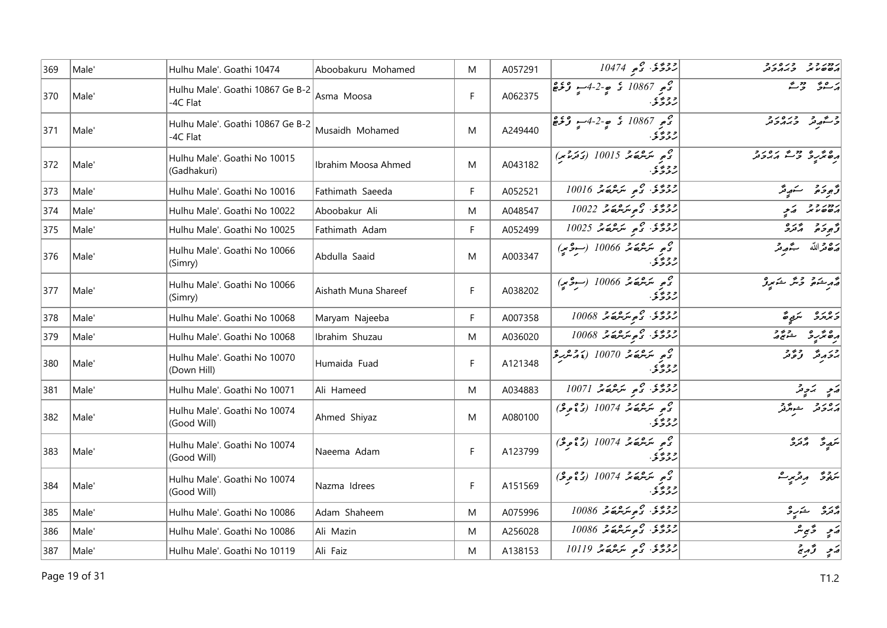| 369 | Male' | Hulhu Male'. Goathi 10474 | Aboobakuru Mohamed | M | A057291 | ހުޅުމާލެ. ގޯތި 10474 | އަބޫބަކުރު މުހައްމަދު |
|---|---|---|---|---|---|---|---|
| 370 | Male' | Hulhu Male'. Goathi 10867 Ge B-2-4C Flat | Asma Moosa | F | A062375 | ގޯތި 10867 ގެ ބީ-2-4ސީ ފްލެޓް ހުޅުމާލެ. | އަސްމާ މޫސާ |
| 371 | Male' | Hulhu Male'. Goathi 10867 Ge B-2-4C Flat | Musaidh Mohamed | M | A249440 | ގޯތި 10867 ގެ ބީ-2-4ސީ ފްލެޓް ހުޅުމާލެ. | މުސާއިދު މުހައްމަދު |
| 372 | Male' | Hulhu Male'. Goathi No 10015 (Gadhakuri) | Ibrahim Moosa Ahmed | M | A043182 | ގޯތި ނަންބަރު 10015 (ގަދަކުރި) ހުޅުމާލެ. | އިބްރާހީމް މޫސާ އަޙްމަދު |
| 373 | Male' | Hulhu Male'. Goathi No 10016 | Fathimath Saeeda | F | A052521 | ހުޅުމާލެ. ގޯތި ނަންބަރު 10016 | ފާތިމަތު ސައީދާ |
| 374 | Male' | Hulhu Male'. Goathi No 10022 | Aboobakur Ali | M | A048547 | ހުޅުމާލެ. ގޯތިނަންބަރު 10022 | އަބޫބަކުރު ޢަލީ |
| 375 | Male' | Hulhu Male'. Goathi No 10025 | Fathimath Adam | F | A052499 | ހުޅުމާލެ. ގޯތި ނަންބަރު 10025 | ފާތިމަތު އާދަމް |
| 376 | Male' | Hulhu Male'. Goathi No 10066 (Simry) | Abdulla Saaid | M | A003347 | ގޯތި ނަންބަރު 10066 (ސިމްރީ) ހުޅުމާލެ. | އަބްދުﷲ ސާއިދު |
| 377 | Male' | Hulhu Male'. Goathi No 10066 (Simry) | Aishath Muna Shareef | F | A038202 | ގޯތި ނަންބަރު 10066 (ސިމްރީ) ހުޅުމާލެ. | ޢާއިޝަތު މުނާ ޝަރީފް |
| 378 | Male' | Hulhu Male'. Goathi No 10068 | Maryam Najeeba | F | A007358 | ހުޅުމާލެ. ގޯތިނަންބަރު 10068 | މަރިޔަމް ނަޖީބާ |
| 379 | Male' | Hulhu Male'. Goathi No 10068 | Ibrahim Shuzau | M | A036020 | ހުޅުމާލެ. ގޯތިނަންބަރު 10068 | އިބްރާހީމް ޝުޖާޢު |
| 380 | Male' | Hulhu Male'. Goathi No 10070 (Down Hill) | Humaida Fuad | F | A121348 | ގޯތި ނަންބަރު 10070 (ޑައުންހިލް) ހުޅުމާލެ. | ހުމައިދާ ފުއާދު |
| 381 | Male' | Hulhu Male'. Goathi No 10071 | Ali Hameed | M | A034883 | ހުޅުމާލެ. ގޯތި ނަންބަރު 10071 | ޢަލީ ހަމީދު |
| 382 | Male' | Hulhu Male'. Goathi No 10074 (Good Will) | Ahmed Shiyaz | M | A080100 | ގޯތި ނަންބަރު 10074 (ގުޑްވިލް) ހުޅުމާލެ. | އަޙްމަދު ޝިޔާޒު |
| 383 | Male' | Hulhu Male'. Goathi No 10074 (Good Will) | Naeema Adam | F | A123799 | ގޯތި ނަންބަރު 10074 (ގުޑްވިލް) ހުޅުމާލެ. | ނަޢީމާ އާދަމް |
| 384 | Male' | Hulhu Male'. Goathi No 10074 (Good Will) | Nazma Idrees | F | A151569 | ގޯތި ނަންބަރު 10074 (ގުޑްވިލް) ހުޅުމާލެ. | ނަޒްމާ އިދްރީސް |
| 385 | Male' | Hulhu Male'. Goathi No 10086 | Adam Shaheem | M | A075996 | ހުޅުމާލެ. ގޯތިނަންބަރު 10086 | އާދަމް ޝަހީމް |
| 386 | Male' | Hulhu Male'. Goathi No 10086 | Ali Mazin | M | A256028 | ހުޅުމާލެ. ގޯތިނަންބަރު 10086 | ޢަލީ މާޒިން |
| 387 | Male' | Hulhu Male'. Goathi No 10119 | Ali Faiz | M | A138153 | ހުޅުމާލެ. ގޯތި ނަންބަރު 10119 | ޢަލީ ފާއިޒް |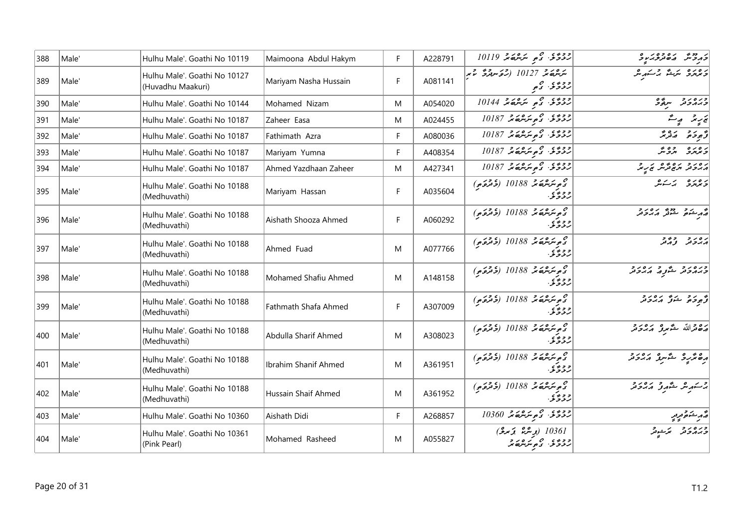| 388 | Male' | Hulhu Male'. Goathi No 10119 | Maimoona Abdul Hakym | F | A228791 | ހުޅުމާލެ. ގޮތި ނަންބަރު 10119 | މައިމޫނާ އަބްދުލްހަކީމް |
|---|---|---|---|---|---|---|---|
| 389 | Male' | Hulhu Male'. Goathi No 10127 (Huvadhu Maakuri) | Mariyam Nasha Hussain | F | A081141 | ނަންބަރު 10127 (ހުވަދުމާ ކުރި) ހުޅުމާލެ. ގޮތި | މަރިޔަމް ނަޝާ ހުސައިން |
| 390 | Male' | Hulhu Male'. Goathi No 10144 | Mohamed Nizam | M | A054020 | ހުޅުމާލެ. ގޮތި ނަންބަރު 10144 | މުޙައްމަދު ނިޒާމް |
| 391 | Male' | Hulhu Male'. Goathi No 10187 | Zaheer Easa | M | A024455 | ހުޅުމާލެ. ގޮތިނަންބަރު 10187 | ޒަހީރު ޢީސާ |
| 392 | Male' | Hulhu Male'. Goathi No 10187 | Fathimath Azra | F | A080036 | ހުޅުމާލެ. ގޮތިނަންބަރު 10187 | ފާތިމަތު އަޒްރާ |
| 393 | Male' | Hulhu Male'. Goathi No 10187 | Mariyam Yumna | F | A408354 | ހުޅުމާލެ. ގޮތިނަންބަރު 10187 | މަރިޔަމް ޔުމްނާ |
| 394 | Male' | Hulhu Male'. Goathi No 10187 | Ahmed Yazdhaan Zaheer | M | A427341 | ހުޅުމާލެ. ގޮތިނަންބަރު 10187 | އަޙްމަދު ޔަޒްދާން ޒަހީރު |
| 395 | Male' | Hulhu Male'. Goathi No 10188 (Medhuvathi) | Mariyam Hassan | F | A035604 | ގޮތިނަންބަރު 10188 (މެދުވަތި) ހުޅުމާލެ. | މަރިޔަމް ހަސަން |
| 396 | Male' | Hulhu Male'. Goathi No 10188 (Medhuvathi) | Aishath Shooza Ahmed | F | A060292 | ގޮތިނަންބަރު 10188 (މެދުވަތި) ހުޅުމާލެ. | އާއިޝަތު ޝޫޒާ އަޙްމަދު |
| 397 | Male' | Hulhu Male'. Goathi No 10188 (Medhuvathi) | Ahmed Fuad | M | A077766 | ގޮތިނަންބަރު 10188 (މެދުވަތި) ހުޅުމާލެ. | އަޙްމަދު ފުއާދު |
| 398 | Male' | Hulhu Male'. Goathi No 10188 (Medhuvathi) | Mohamed Shafiu Ahmed | M | A148158 | ގޮތިނަންބަރު 10188 (މެދުވަތި) ހުޅުމާލެ. | މުޙައްމަދު ޝާފިޢު އަޙްމަދު |
| 399 | Male' | Hulhu Male'. Goathi No 10188 (Medhuvathi) | Fathmath Shafa Ahmed | F | A307009 | ގޮތިނަންބަރު 10188 (މެދުވަތި) ހުޅުމާލެ. | ފާތިމަތު ޝަފާ އަޙްމަދު |
| 400 | Male' | Hulhu Male'. Goathi No 10188 (Medhuvathi) | Abdulla Sharif Ahmed | M | A308023 | ގޮތިނަންބަރު 10188 (މެދުވަތި) ހުޅުމާލެ. | އަބްދުالله ޝަރީފް އަޙްމަދު |
| 401 | Male' | Hulhu Male'. Goathi No 10188 (Medhuvathi) | Ibrahim Shanif Ahmed | M | A361951 | ގޮތިނަންބަރު 10188 (މެދުވަތި) ހުޅުމާލެ. | އިބްރާހީމް ޝާނިފް އަޙްމަދު |
| 402 | Male' | Hulhu Male'. Goathi No 10188 (Medhuvathi) | Hussain Shaif Ahmed | M | A361952 | ގޮތިނަންބަރު 10188 (މެދުވަތި) ހުޅުމާލެ. | ހުސައިން ޝާއިފް އަޙްމަދު |
| 403 | Male' | Hulhu Male'. Goathi No 10360 | Aishath Didi | F | A268857 | ހުޅުމާލެ. ގޮތިނަންބަރު 10360 | އާއިޝަތުދީދީ |
| 404 | Male' | Hulhu Male'. Goathi No 10361 (Pink Pearl) | Mohamed Rasheed | M | A055827 | 10361 (ޕިންކް ޕަރލް) ހުޅުމާލެ. ގޮތިނަންބަރު | މުޙައްމަދު ރަޝީދު |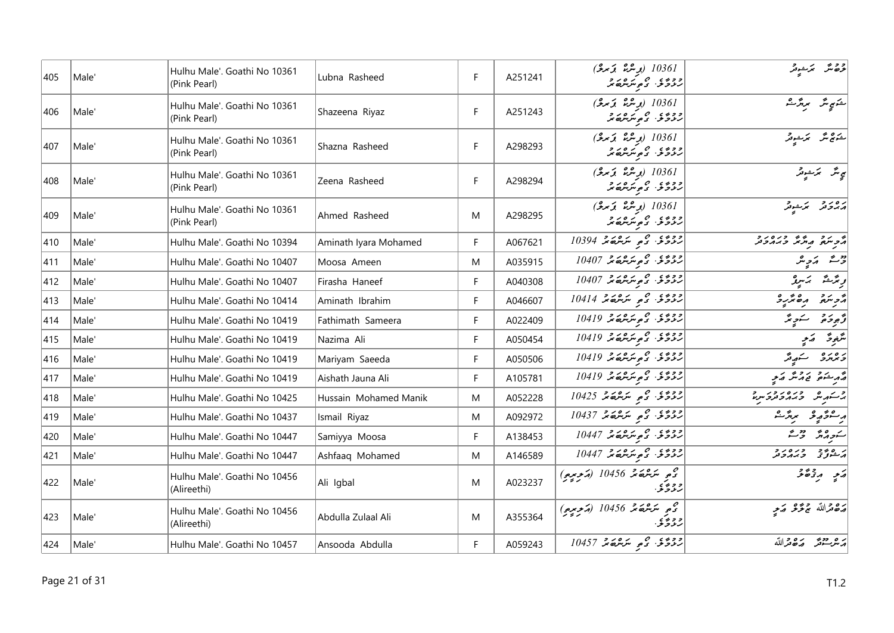| 405 | Male' | Hulhu Male'. Goathi No 10361 (Pink Pearl) | Lubna Rasheed | F | A251241 | 10361 (ޕިންކް ޕާރލް) ހުޅުމާލެ. ގޯތިނަންބަރު | ލުބްނާ ރަޝީދު |
|---|---|---|---|---|---|---|---|
| 406 | Male' | Hulhu Male'. Goathi No 10361 (Pink Pearl) | Shazeena Riyaz | F | A251243 | 10361 (ޕިންކް ޕާރލް) ހުޅުމާލެ. ގޯތިނަންބަރު | ޝަޒީނާ ރިޔާޒް |
| 407 | Male' | Hulhu Male'. Goathi No 10361 (Pink Pearl) | Shazna Rasheed | F | A298293 | 10361 (ޕިންކް ޕާރލް) ހުޅުމާލެ. ގޯތިނަންބަރު | ޝަޒްނާ ރަޝީދު |
| 408 | Male' | Hulhu Male'. Goathi No 10361 (Pink Pearl) | Zeena Rasheed | F | A298294 | 10361 (ޕިންކް ޕާރލް) ހުޅުމާލެ. ގޯތިނަންބަރު | ޒީނާ ރަޝީދު |
| 409 | Male' | Hulhu Male'. Goathi No 10361 (Pink Pearl) | Ahmed Rasheed | M | A298295 | 10361 (ޕިންކް ޕާރލް) ހުޅުމާލެ. ގޯތިނަންބަރު | އަޙްމަދު ރަޝީދު |
| 410 | Male' | Hulhu Male'. Goathi No 10394 | Aminath Iyara Mohamed | F | A067621 | ހުޅުމާލެ. ގޯތި ނަންބަރު 10394 | އާމިނަތު އިޔާރާ މުޙައްމަދު |
| 411 | Male' | Hulhu Male'. Goathi No 10407 | Moosa Ameen | M | A035915 | ހުޅުމާލެ. ގޯތިނަންބަރު 10407 | މޫސާ އަމީން |
| 412 | Male' | Hulhu Male'. Goathi No 10407 | Firasha Haneef | F | A040308 | ހުޅުމާލެ. ގޯތިނަންބަރު 10407 | ފިރާޝާ ހަނީފް |
| 413 | Male' | Hulhu Male'. Goathi No 10414 | Aminath Ibrahim | F | A046607 | ހުޅުމާލެ. ގޯތި ނަންބަރު 10414 | އާމިނަތު އިބްރާހީމް |
| 414 | Male' | Hulhu Male'. Goathi No 10419 | Fathimath Sameera | F | A022409 | ހުޅުމާލެ. ގޯތިނަންބަރު 10419 | ފާތިމަތު ސަމީރާ |
| 415 | Male' | Hulhu Male'. Goathi No 10419 | Nazima Ali | F | A050454 | ހުޅުމާލެ. ގޯތިނަންބަރު 10419 | ނާޒިމާ އަލީ |
| 416 | Male' | Hulhu Male'. Goathi No 10419 | Mariyam Saeeda | F | A050506 | ހުޅުމާލެ. ގޯތިނަންބަރު 10419 | މަރިޔަމް ސައީދާ |
| 417 | Male' | Hulhu Male'. Goathi No 10419 | Aishath Jauna Ali | F | A105781 | ހުޅުމާލެ. ގޯތިނަންބަރު 10419 | އައިޝަތު ޖައުނާ އަލީ |
| 418 | Male' | Hulhu Male'. Goathi No 10425 | Hussain Mohamed Manik | M | A052228 | ހުޅުމާލެ. ގޯތި ނަންބަރު 10425 | ޙުސައިން މުޙައްމަދުމަނިކު |
| 419 | Male' | Hulhu Male'. Goathi No 10437 | Ismail Riyaz | M | A092972 | ހުޅުމާލެ. ގޯތި ނަންބަރު 10437 | އިސްމާޢީލް ރިޔާޒް |
| 420 | Male' | Hulhu Male'. Goathi No 10447 | Samiyya Moosa | F | A138453 | ހުޅުމާލެ. ގޯތިނަންބަރު 10447 | ސަމިއްޔާ މޫސާ |
| 421 | Male' | Hulhu Male'. Goathi No 10447 | Ashfaaq Mohamed | M | A146589 | ހުޅުމާލެ. ގޯތިނަންބަރު 10447 | އަޝްފާގު މުޙައްމަދު |
| 422 | Male' | Hulhu Male'. Goathi No 10456 (Alireethi) | Ali Igbal | M | A023237 | ގޯތި ނަންބަރު 10456 (އަލިރީތި) ހުޅުމާލެ. | އަލީ އިގުބާލު |
| 423 | Male' | Hulhu Male'. Goathi No 10456 (Alireethi) | Abdulla Zulaal Ali | M | A355364 | ގޯތި ނަންބަރު 10456 (އަލިރީތި) ހުޅުމާލެ. | އަބްދުﷲ ޒުލާލް އަލީ |
| 424 | Male' | Hulhu Male'. Goathi No 10457 | Ansooda Abdulla | F | A059243 | ހުޅުމާލެ. ގޯތި ނަންބަރު 10457 | އަންސޫދާ އަބްދުﷲ |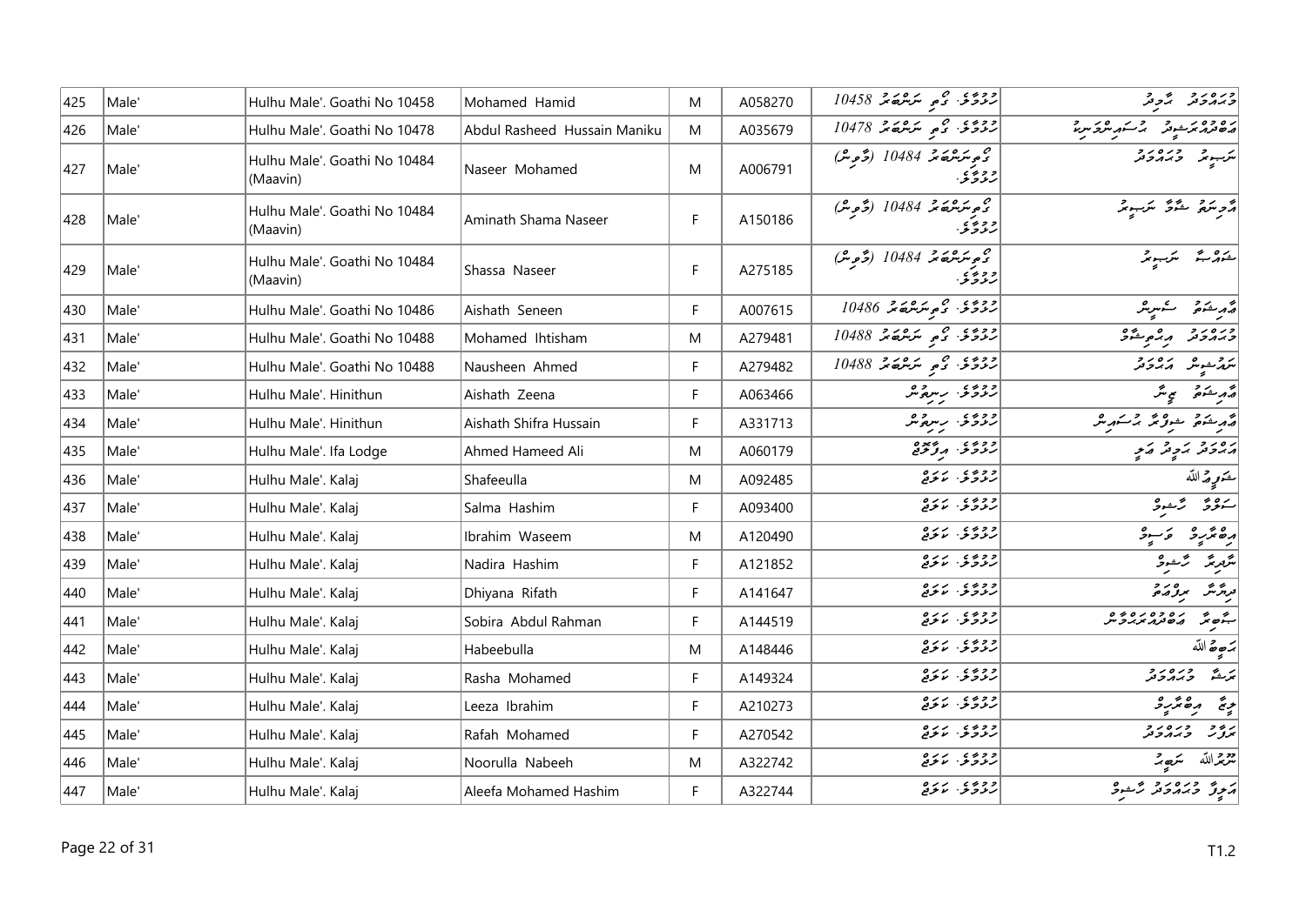| 425 | Male' | Hulhu Male'. Goathi No 10458 | Mohamed Hamid | M | A058270 | ހުޅުމާލެ. ގޯތި ނަންބަރު 10458 | މުހައްމަދު ހާމިދު |
|---|---|---|---|---|---|---|---|
| 426 | Male' | Hulhu Male'. Goathi No 10478 | Abdul Rasheed Hussain Maniku | M | A035679 | ހުޅުމާލެ. ގޯތި ނަންބަރު 10478 | އަބްދުއްރަޝީދު ހުސައިންމަނިކު |
| 427 | Male' | Hulhu Male'. Goathi No 10484 (Maavin) | Naseer Mohamed | M | A006791 | ގޯތިނަންބަރު 10484 (މާވިން) ހުޅުމާލެ. | ނަސީރު މުހައްމަދު |
| 428 | Male' | Hulhu Male'. Goathi No 10484 (Maavin) | Aminath Shama Naseer | F | A150186 | ގޯތިނަންބަރު 10484 (މާވިން) ހުޅުމާލެ. | އާމިނަތު ޝަމާ ނަސީރު |
| 429 | Male' | Hulhu Male'. Goathi No 10484 (Maavin) | Shassa Naseer | F | A275185 | ގޯތިނަންބަރު 10484 (މާވިން) ހުޅުމާލެ. | ޝައްސާ ނަސީރު |
| 430 | Male' | Hulhu Male'. Goathi No 10486 | Aishath Seneen | F | A007615 | ހުޅުމާލެ. ގޯތިނަންބަރު 10486 | އާއިޝަތު ސެނީން |
| 431 | Male' | Hulhu Male'. Goathi No 10488 | Mohamed Ihtisham | M | A279481 | ހުޅުމާލެ. ގޯތި ނަންބަރު 10488 | މުހައްމަދު އިހްތިޝާމް |
| 432 | Male' | Hulhu Male'. Goathi No 10488 | Nausheen Ahmed | F | A279482 | ހުޅުމާލެ. ގޯތި ނަންބަރު 10488 | ނައުޝީން އަހްމަދު |
| 433 | Male' | Hulhu Male'. Hinithun | Aishath Zeena | F | A063466 | ހުޅުމާލެ. ހިނިތުން | އާއިޝަތު ޒީނާ |
| 434 | Male' | Hulhu Male'. Hinithun | Aishath Shifra Hussain | F | A331713 | ހުޅުމާލެ. ހިނިތުން | އާއިޝަތު ޝިފްރާ ހުސައިން |
| 435 | Male' | Hulhu Male'. Ifa Lodge | Ahmed Hameed Ali | M | A060179 | ހުޅުމާލެ. އިފާލޮޖް | އަހްމަދު ހަމީދު އަލި |
| 436 | Male' | Hulhu Male'. Kalaj | Shafeeulla | M | A092485 | ހުޅުމާލެ.ކަލަޖް | ޝަފީޢުﷲ |
| 437 | Male' | Hulhu Male'. Kalaj | Salma Hashim | F | A093400 | ހުޅުމާލެ. ކަލަޖް | ސަލްމާ ހާޝިމް |
| 438 | Male' | Hulhu Male'. Kalaj | Ibrahim Waseem | M | A120490 | ހުޅުމާލެ. ކަލަޖް | އިބްރާހިމް ވަސީމް |
| 439 | Male' | Hulhu Male'. Kalaj | Nadira Hashim | F | A121852 | ހުޅުމާލެ. ކަލަޖް | ނާދިރާ ހާޝިމް |
| 440 | Male' | Hulhu Male'. Kalaj | Dhiyana Rifath | F | A141647 | ހުޅުމާލެ. ކަލަޖް | ދިޔާނާ ރިފްއަތު |
| 441 | Male' | Hulhu Male'. Kalaj | Sobira Abdul Rahman | F | A144519 | ހުޅުމާލެ. ކަލަޖް | ޞާބިރާ އަބްދުއްރަޙްމާން |
| 442 | Male' | Hulhu Male'. Kalaj | Habeebulla | M | A148446 | ހުޅުމާލެ. ކަލަޖް | ޙަބީބުﷲ |
| 443 | Male' | Hulhu Male'. Kalaj | Rasha Mohamed | F | A149324 | ހުޅުމާލެ. ކަލަޖް | ރަޝާ މުހައްމަދު |
| 444 | Male' | Hulhu Male'. Kalaj | Leeza Ibrahim | F | A210273 | ހުޅުމާލެ. ކަލަޖް | ލީޒާ އިބްރާހިމް |
| 445 | Male' | Hulhu Male'. Kalaj | Rafah Mohamed | F | A270542 | ހުޅުމާލެ. ކަލަޖް | ރަފާހް މުހައްމަދު |
| 446 | Male' | Hulhu Male'. Kalaj | Noorulla Nabeeh | M | A322742 | ހުޅުމާލެ. ކަލަޖް | ނޫރުﷲ ނަބީހު |
| 447 | Male' | Hulhu Male'. Kalaj | Aleefa Mohamed Hashim | F | A322744 | ހުޅުމާލެ. ކަލަޖް | އަލީފާ މުހައްމަދު ހާޝިމް |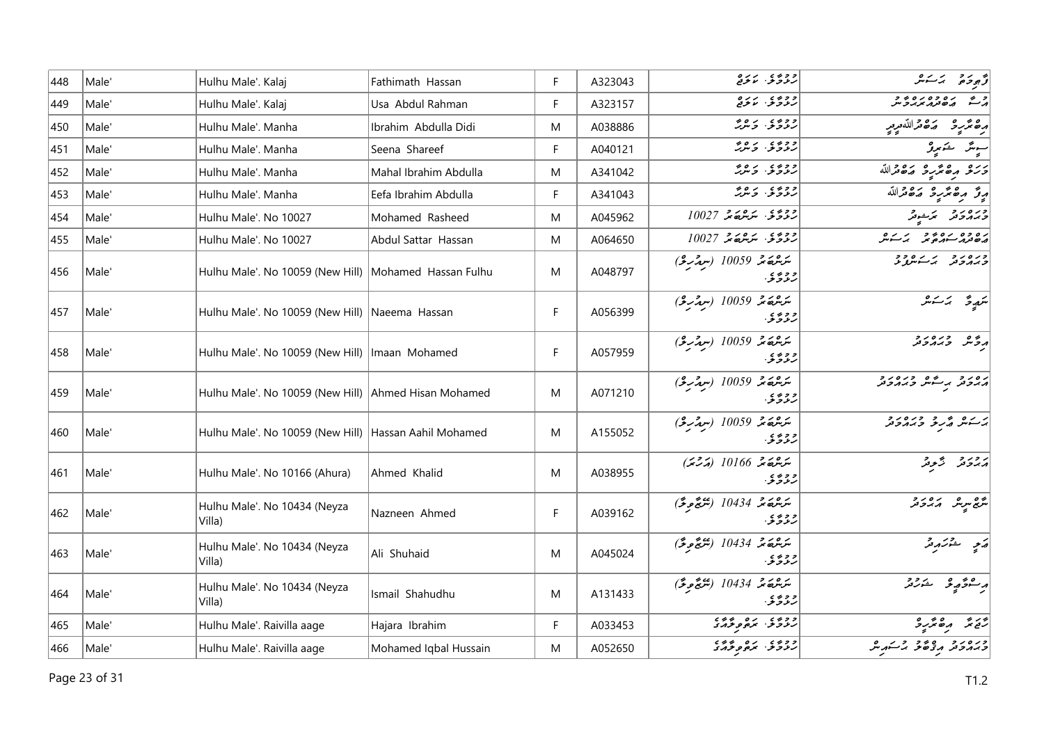| 448 | Male' | Hulhu Male'. Kalaj | Fathimath Hassan | F | A323043 | ހުޅުމާލެ.ކަލަޖު | ފާތިމަތު ހަސަން |
|---|---|---|---|---|---|---|---|
| 449 | Male' | Hulhu Male'. Kalaj | Usa Abdul Rahman | F | A323157 | ހުޅުމާލެ. ކަލަޖު | އުސާ އަބްދުއްރަޙްމާން |
| 450 | Male' | Hulhu Male'. Manha | Ibrahim Abdulla Didi | M | A038886 | ހުޅުމާލެ. މަންހާ | އިބްރާހީމް އަބްދުﷲދީދީ |
| 451 | Male' | Hulhu Male'. Manha | Seena Shareef | F | A040121 | ހުޅުމާލެ. މަންހާ | ސީނާ ޝަރީފް |
| 452 | Male' | Hulhu Male'. Manha | Mahal Ibrahim Abdulla | M | A341042 | ހުޅުމާލެ. މަންހާ | މަހަލް އިބްރާހީމް އަބްދުﷲ |
| 453 | Male' | Hulhu Male'. Manha | Eefa Ibrahim Abdulla | F | A341043 | ހުޅުމާލެ. މަންހާ | އީފާ އިބްރާހީމް އަބްދުﷲ |
| 454 | Male' | Hulhu Male'. No 10027 | Mohamed Rasheed | M | A045962 | ހުޅުމާލެ. ނަންބަރު 10027 | މުޙައްމަދު ރަޝީދު |
| 455 | Male' | Hulhu Male'. No 10027 | Abdul Sattar Hassan | M | A064650 | ހުޅުމާލެ. ނަންބަރު 10027 | އަބްދުއްސައްތާރު ހަސަން |
| 456 | Male' | Hulhu Male'. No 10059 (New Hill) | Mohamed Hassan Fulhu | M | A048797 | ނަންބަރު 10059 (ނިއުހިލް) ހުޅުމާލެ. | މުޙައްމަދު ހަސަންފުޅު |
| 457 | Male' | Hulhu Male'. No 10059 (New Hill) | Naeema Hassan | F | A056399 | ނަންބަރު 10059 (ނިއުހިލް) ހުޅުމާލެ. | ނައީމާ ހަސަން |
| 458 | Male' | Hulhu Male'. No 10059 (New Hill) | Imaan Mohamed | F | A057959 | ނަންބަރު 10059 (ނިއުހިލް) ހުޅުމާލެ. | އިމާން މުޙައްމަދު |
| 459 | Male' | Hulhu Male'. No 10059 (New Hill) | Ahmed Hisan Mohamed | M | A071210 | ނަންބަރު 10059 (ނިއުހިލް) ހުޅުމާލެ. | އަޙްމަދު ހިސާން މުޙައްމަދު |
| 460 | Male' | Hulhu Male'. No 10059 (New Hill) | Hassan Aahil Mohamed | M | A155052 | ނަންބަރު 10059 (ނިއުހިލް) ހުޅުމާލެ. | ހަސަން އާހިލް މުޙައްމަދު |
| 461 | Male' | Hulhu Male'. No 10166 (Ahura) | Ahmed Khalid | M | A038955 | ނަންބަރު 10166 (އަހުރަ) ހުޅުމާލެ. | އަޙްމަދު ޚާލިދު |
| 462 | Male' | Hulhu Male'. No 10434 (Neyza Villa) | Nazneen Ahmed | F | A039162 | ނަންބަރު 10434 (ނޭޒާވިލާ) ހުޅުމާލެ. | ނާޒްނީން އަޙްމަދު |
| 463 | Male' | Hulhu Male'. No 10434 (Neyza Villa) | Ali Shuhaid | M | A045024 | ނަންބަރު 10434 (ނޭޒާވިލާ) ހުޅުމާލެ. | އަލި ޝުހައިދު |
| 464 | Male' | Hulhu Male'. No 10434 (Neyza Villa) | Ismail Shahudhu | M | A131433 | ނަންބަރު 10434 (ނޭޒާވިލާ) ހުޅުމާލެ. | އިސްމާއީލް ޝަހުދު |
| 465 | Male' | Hulhu Male'. Raivilla aage | Hajara Ibrahim | F | A033453 | ހުޅުމާލެ. ރައިވިލާއާގެ | ހާޖަރާ އިބްރާހީމް |
| 466 | Male' | Hulhu Male'. Raivilla aage | Mohamed Iqbal Hussain | M | A052650 | ހުޅުމާލެ. ރައިވިލާއާގެ | މުޙައްމަދު އިޤްބާލް ހުސައިން |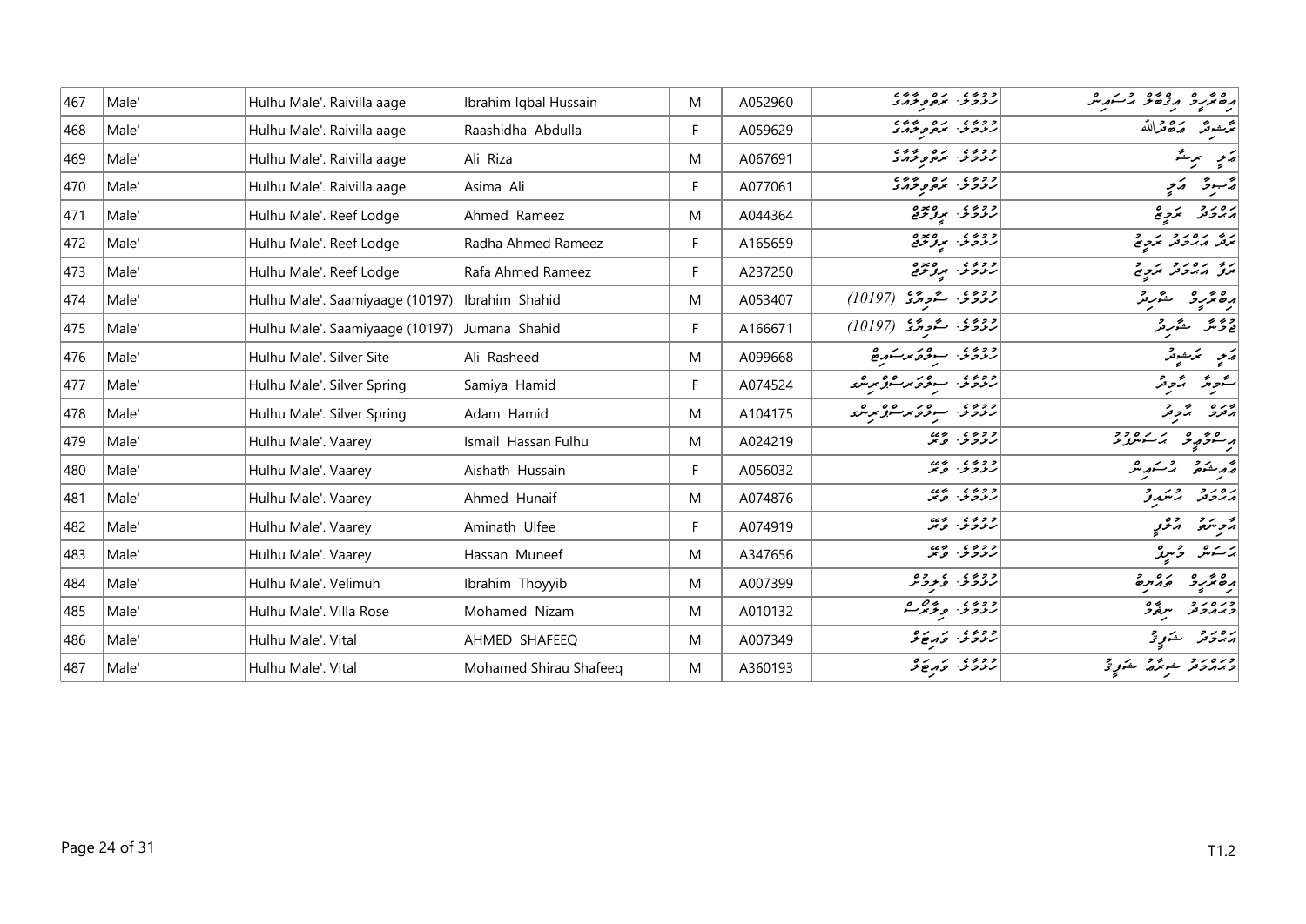| 467 | Male' | Hulhu Male'. Raivilla aage | Ibrahim Iqbal Hussain | M | A052960 | ހުޅުމާލެ. ރައިވިލާއާގެ | އިބްރާހީމް އިޤްބާލް ހުސައިން |
|---|---|---|---|---|---|---|---|
| 468 | Male' | Hulhu Male'. Raivilla aage | Raashidha Abdulla | F | A059629 | ހުޅުމާލެ. ރައިވިލާއާގެ | ރާޝިދާ އަބްދުﷲ |
| 469 | Male' | Hulhu Male'. Raivilla aage | Ali Riza | M | A067691 | ހުޅުމާލެ. ރައިވިލާއާގެ | އަލި ރިޟާ |
| 470 | Male' | Hulhu Male'. Raivilla aage | Asima Ali | F | A077061 | ހުޅުމާލެ. ރައިވިލާއާގެ | އާސިމާ އަލި |
| 471 | Male' | Hulhu Male'. Reef Lodge | Ahmed Rameez | M | A044364 | ހުޅުމާލެ. ރީފްލޮޖް | އަހްމަދު ރަމީޒު |
| 472 | Male' | Hulhu Male'. Reef Lodge | Radha Ahmed Rameez | F | A165659 | ހުޅުމާލެ. ރީފްލޮޖް | ރަދާ އަހްމަދު ރަމީޒު |
| 473 | Male' | Hulhu Male'. Reef Lodge | Rafa Ahmed Rameez | F | A237250 | ހުޅުމާލެ. ރީފްލޮޖް | ރަފާ އަހްމަދު ރަމީޒު |
| 474 | Male' | Hulhu Male'. Saamiyaage (10197) | Ibrahim Shahid | M | A053407 | ހުޅުމާލެ.ސާމިޔާގެ (10197) | އިބްރާހީމް ޝާހިދު |
| 475 | Male' | Hulhu Male'. Saamiyaage (10197) | Jumana Shahid | F | A166671 | ހުޅުމާލެ. ސާމިޔާގެ (10197) | ޖުމާނާ ޝާހިދު |
| 476 | Male' | Hulhu Male'. Silver Site | Ali Rasheed | M | A099668 | ހުޅުމާލެ. ސިލްވަރސައިޓް | އަލި ރަޝީދު |
| 477 | Male' | Hulhu Male'. Silver Spring | Samiya Hamid | F | A074524 | ހުޅުމާލެ. ސިލްވަރސްޕްރިންގ | ސާމިޔާ ހާމިދު |
| 478 | Male' | Hulhu Male'. Silver Spring | Adam Hamid | M | A104175 | ހުޅުމާލެ. ސިލްވަރސްޕްރިންގ | އާދަމް ހާމިދު |
| 479 | Male' | Hulhu Male'. Vaarey | Ismail Hassan Fulhu | M | A024219 | ހުޅުމާލެ. ވާރޭ | އިސްމާއީލް ހަސަންފުޅު |
| 480 | Male' | Hulhu Male'. Vaarey | Aishath Hussain | F | A056032 | ހުޅުމާލެ. ވާރޭ | އާއިޝަތު ހުސައިން |
| 481 | Male' | Hulhu Male'. Vaarey | Ahmed Hunaif | M | A074876 | ހުޅުމާލެ. ވާރޭ | އަހްމަދު ހުނައިފު |
| 482 | Male' | Hulhu Male'. Vaarey | Aminath Ulfee | F | A074919 | ހުޅުމާލެ. ވާރޭ | އާމިނަތު އުލްފީ |
| 483 | Male' | Hulhu Male'. Vaarey | Hassan Muneef | M | A347656 | ހުޅުމާލެ. ވާރޭ | ހަސަން މުނީފު |
| 484 | Male' | Hulhu Male'. Velimuh | Ibrahim Thoyyib | M | A007399 | ހުޅުމާލެ. ވެލިމުހް | އިބްރާހީމް ތޮއްޔިބު |
| 485 | Male' | Hulhu Male'. Villa Rose | Mohamed Nizam | M | A010132 | ހުޅުމާލެ. ވިލާރޯސް | މުހައްމަދު ނިޒާމް |
| 486 | Male' | Hulhu Male'. Vital | AHMED SHAFEEQ | M | A007349 | ހުޅުމާލެ. ވައިޓަލް | އަހްމަދު ޝަފީޤު |
| 487 | Male' | Hulhu Male'. Vital | Mohamed Shirau Shafeeq | M | A360193 | ހުޅުމާލެ. ވައިޓަލް | މުހައްމަދު ޝިރާޢު ޝަފީޤު |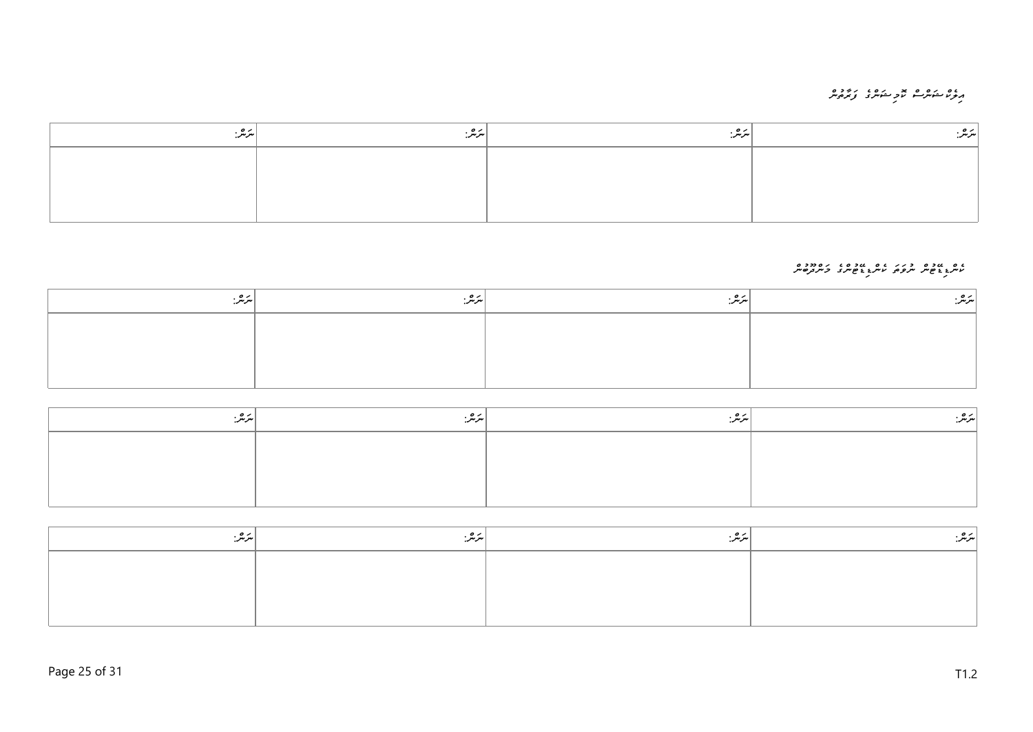# ދިވެހިރާއްޖޭގެ ރަށްރަށުގެ ޖަދުވަލު

| ނަންބަރު: | ނަންބަރު: | ނަންބަރު: | ނަންބަރު: |
|---|---|---|---|
| | | | |

## ކަނޑުގެ ބޮޑު ބިންތަކުގެ ފަރުތަކާއި ރަށްރަށް

| ނަންބަރު: | ނަންބަރު: | ނަންބަރު: | ނަންބަރު: |
|---|---|---|---|
| | | | |

| ނަންބަރު: | ނަންބަރު: | ނަންބަރު: | ނަންބަރު: |
|---|---|---|---|
| | | | |

| ނަންބަރު: | ނަންބަރު: | ނަންބަރު: | ނަންބަރު: |
|---|---|---|---|
| | | | |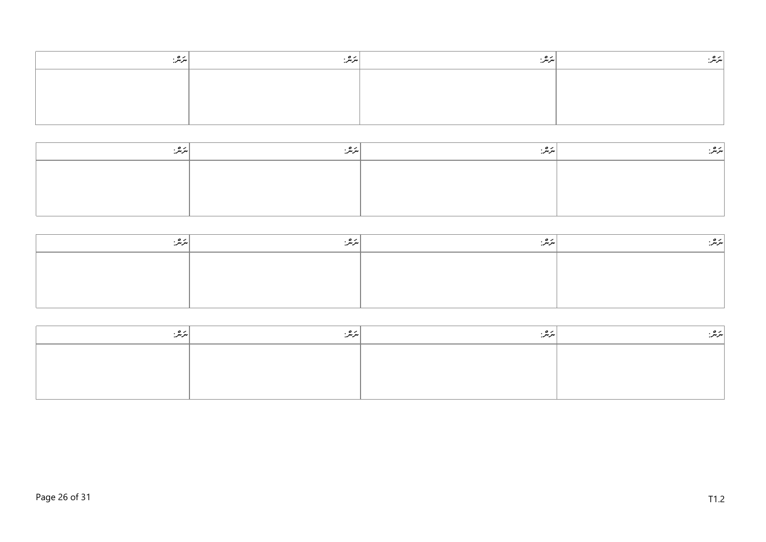| ނަރަދ: | ނަރަދ: | ނަރަދ: | ނަރަދ: |
| --- | --- | --- | --- |
| | | | |

| ނަރަދ: | ނަރަދ: | ނަރަދ: | ނަރަދ: |
| --- | --- | --- | --- |
| | | | |

| ނަރަދ: | ނަރަދ: | ނަރަދ: | ނަރަދ: |
| --- | --- | --- | --- |
| | | | |

| ނަރަދ: | ނަރަދ: | ނަރަދ: | ނަރަދ: |
| --- | --- | --- | --- |
| | | | |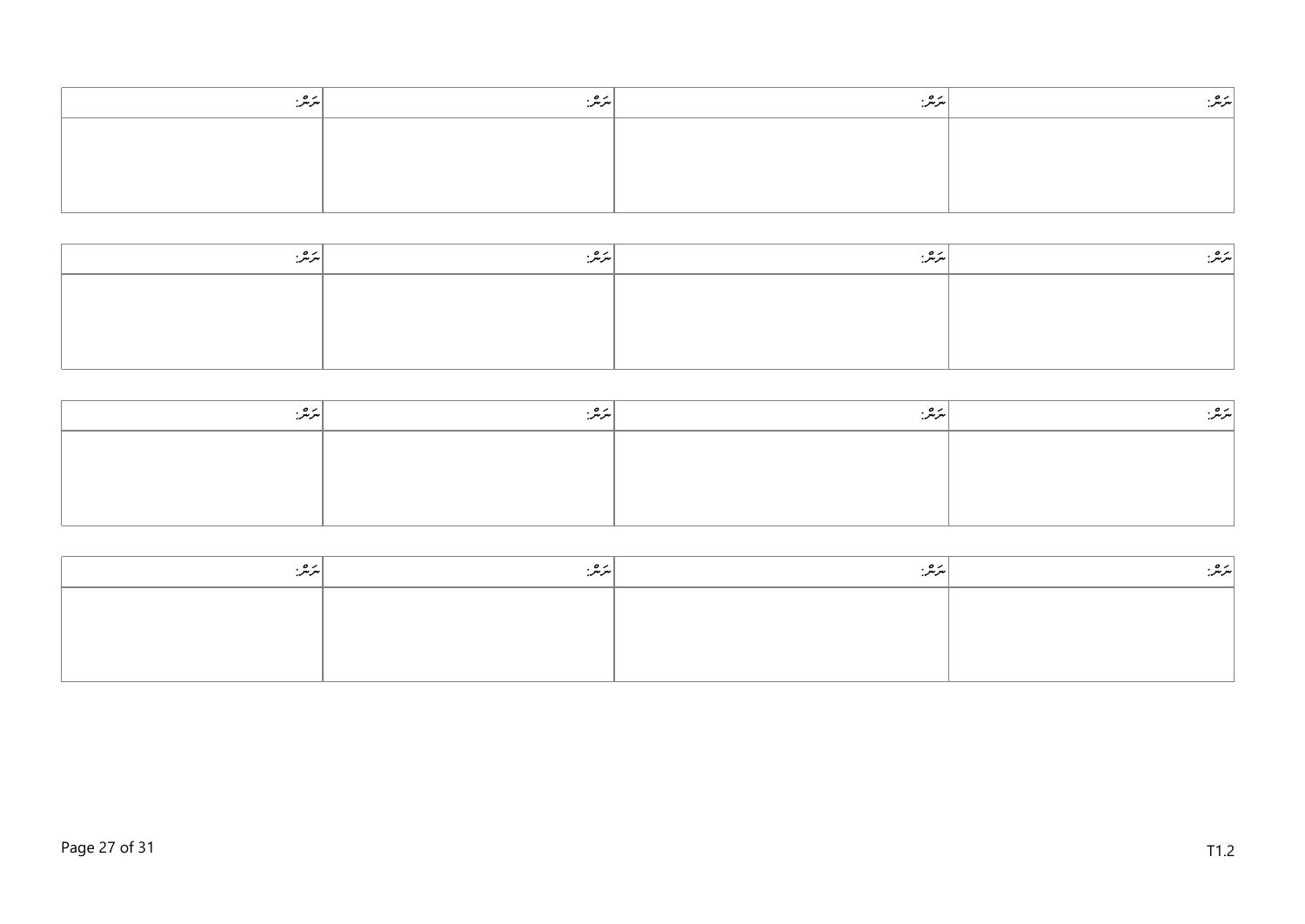| ނަންބަރު: | ނަންބަރު: | ނަންބަރު: | ނަންބަރު: |
|---|---|---|---|
| | | | |

| ނަންބަރު: | ނަންބަރު: | ނަންބަރު: | ނަންބަރު: |
|---|---|---|---|
| | | | |

| ނަންބަރު: | ނަންބަރު: | ނަންބަރު: | ނަންބަރު: |
|---|---|---|---|
| | | | |

| ނަންބަރު: | ނަންބަރު: | ނަންބަރު: | ނަންބަރު: |
|---|---|---|---|
| | | | |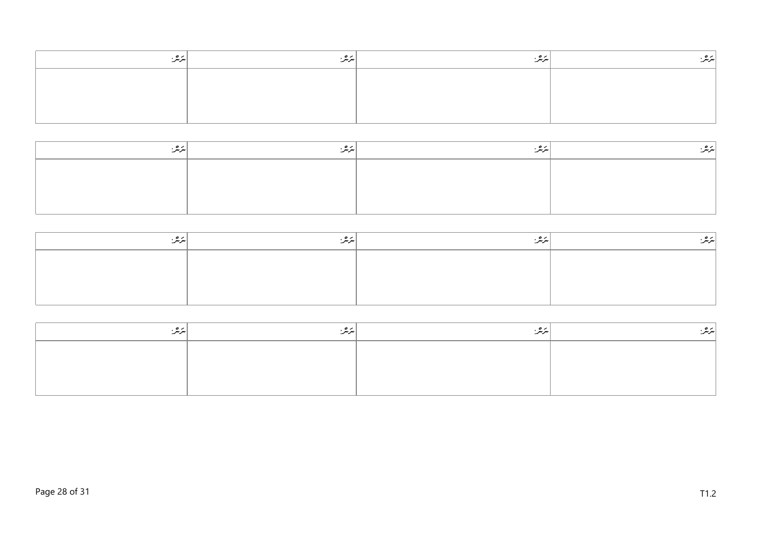| ނަަރު: | ނަަރު: | ނަަރު: | ނަަރު: |
| --- | --- | --- | --- |
| | | | |

| ނަަރު: | ނަަރު: | ނަަރު: | ނަަރު: |
| --- | --- | --- | --- |
| | | | |

| ނަަރު: | ނަަރު: | ނަަރު: | ނަަރު: |
| --- | --- | --- | --- |
| | | | |

| ނަަރު: | ނަަރު: | ނަަރު: | ނަަރު: |
| --- | --- | --- | --- |
| | | | |

T1.2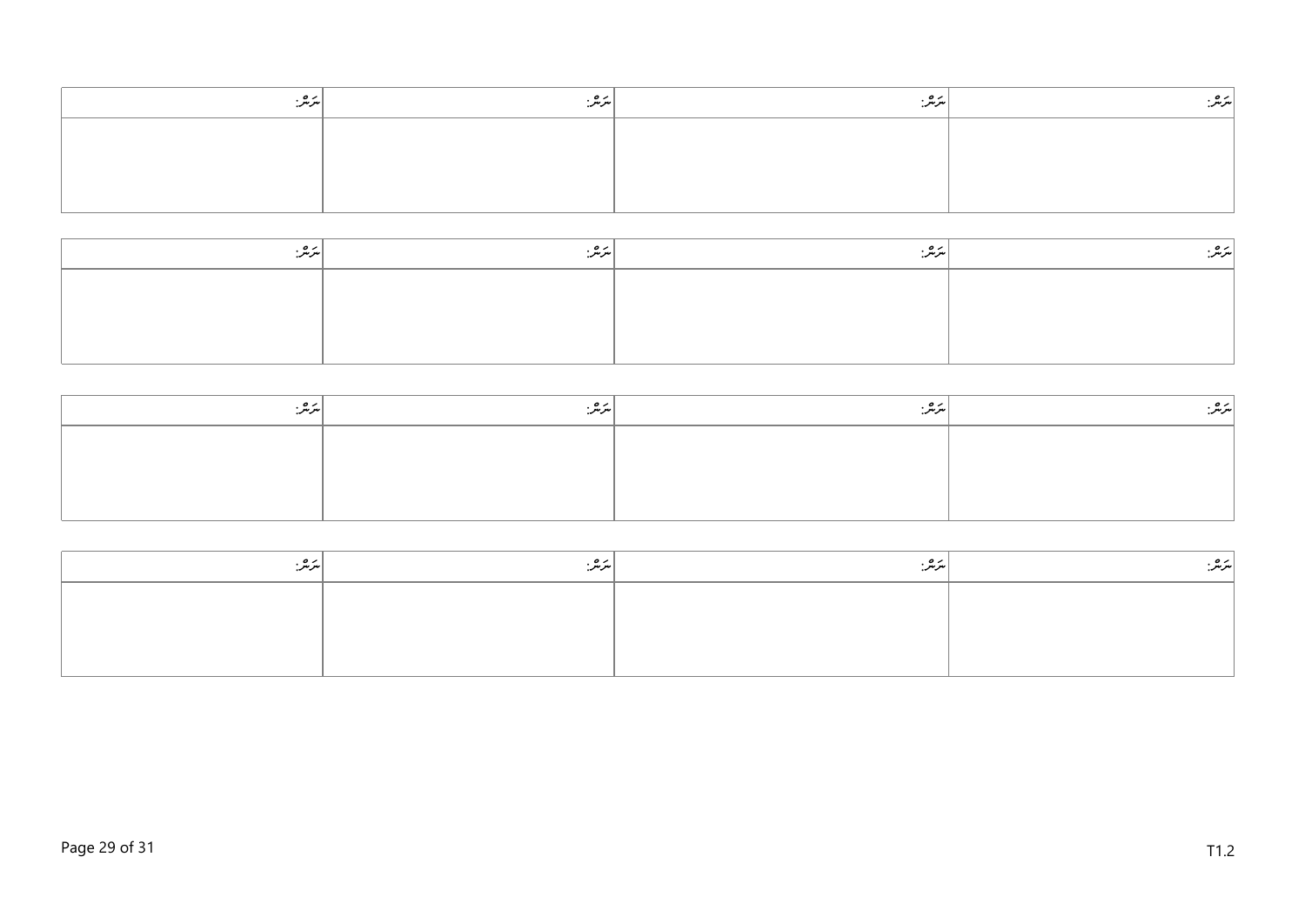| ނަރުދ: | ނަރުދ: | ނަރުދ: | ނަރުދ: |
| --- | --- | --- | --- |
| | | | |

| ނަރުދ: | ނަރުދ: | ނަރުދ: | ނަރުދ: |
| --- | --- | --- | --- |
| | | | |

| ނަރުދ: | ނަރުދ: | ނަރުދ: | ނަރުދ: |
| --- | --- | --- | --- |
| | | | |

| ނަރުދ: | ނަރުދ: | ނަރުދ: | ނަރުދ: |
| --- | --- | --- | --- |
| | | | |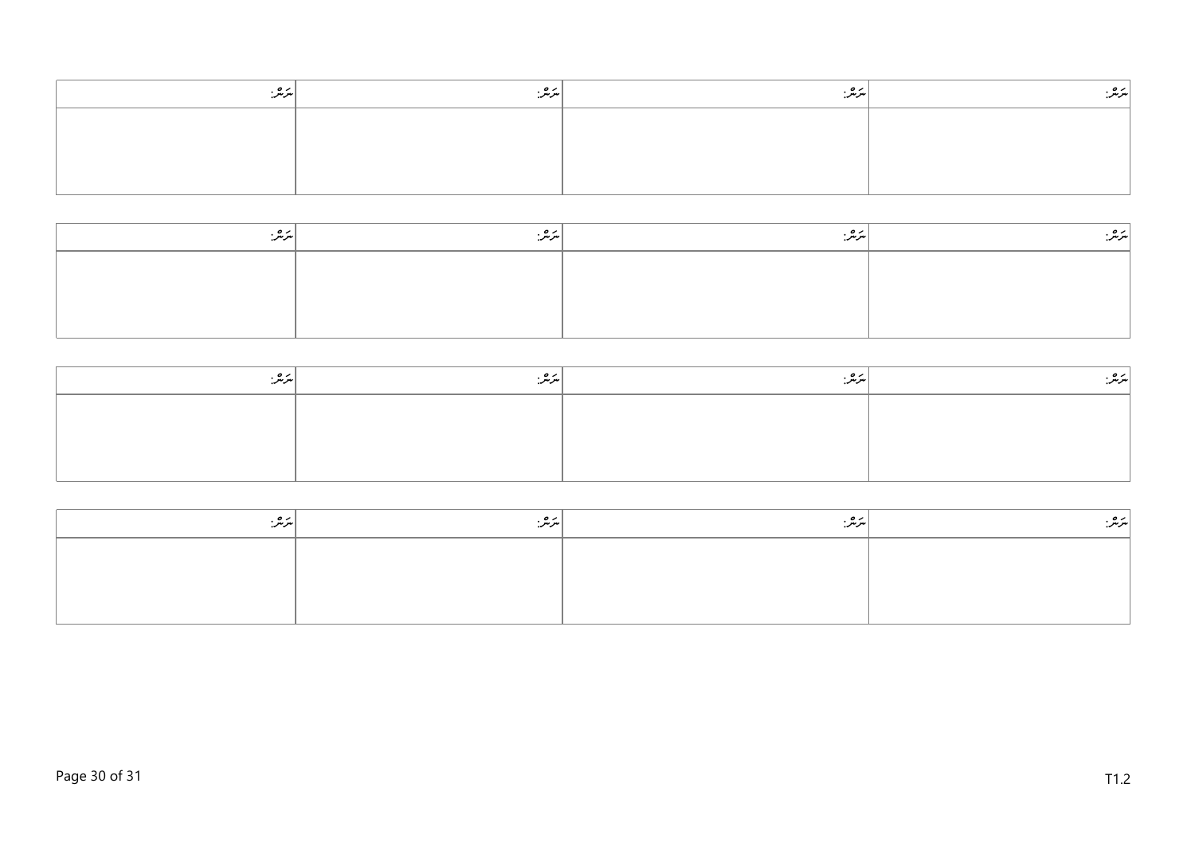| ސަރު: | ސަރު: | ސަރު: | ސަރު: |
|---|---|---|---|
| | | | |

| ސަރު: | ސަރު: | ސަރު: | ސަރު: |
|---|---|---|---|
| | | | |

| ސަރު: | ސަރު: | ސަރު: | ސަރު: |
|---|---|---|---|
| | | | |

| ސަރު: | ސަރު: | ސަރު: | ސަރު: |
|---|---|---|---|
| | | | |

T1.2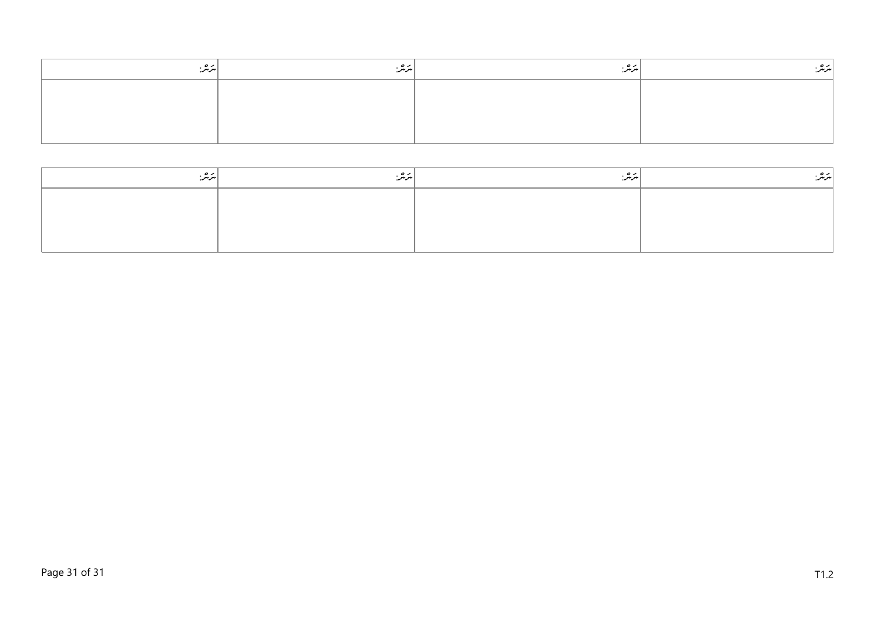| ނަރުދ: | ނަރުދ: | ނަރުދ: | ނަރުދ: |
| --- | --- | --- | --- |
| | | | |

| ނަރުދ: | ނަރުދ: | ނަރުދ: | ނަރުދ: |
| --- | --- | --- | --- |
| | | | |